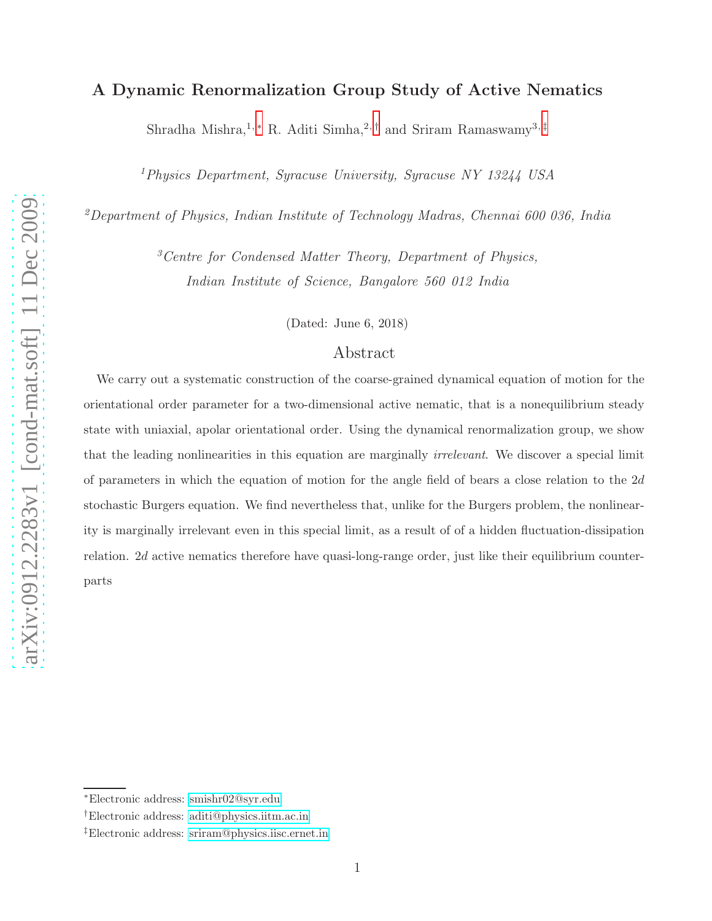# A Dynamic Renormalization Group Study of Active Nematics

Shradha Mishra,[1,*] R. Aditi Simha,[2,†] and Sriram Ramaswamy[3,‡]

[1]*Physics Department, Syracuse University, Syracuse NY 13244 USA*

[2]*Department of Physics, Indian Institute of Technology Madras, Chennai 600 036, India*

[3]*Centre for Condensed Matter Theory, Department of Physics, Indian Institute of Science, Bangalore 560 012 India*

(Dated: June 6, 2018)

## Abstract

We carry out a systematic construction of the coarse-grained dynamical equation of motion for the orientational order parameter for a two-dimensional active nematic, that is a nonequilibrium steady state with uniaxial, apolar orientational order. Using the dynamical renormalization group, we show that the leading nonlinearities in this equation are marginally *irrelevant*. We discover a special limit of parameters in which the equation of motion for the angle field of bears a close relation to the $2d$ stochastic Burgers equation. We find nevertheless that, unlike for the Burgers problem, the nonlinearity is marginally irrelevant even in this special limit, as a result of of a hidden fluctuation-dissipation relation. $2d$ active nematics therefore have quasi-long-range order, just like their equilibrium counterparts

---

*Electronic address: smishr02@syr.edu

†Electronic address: aditi@physics.iitm.ac.in

‡Electronic address: sriram@physics.iisc.ernet.in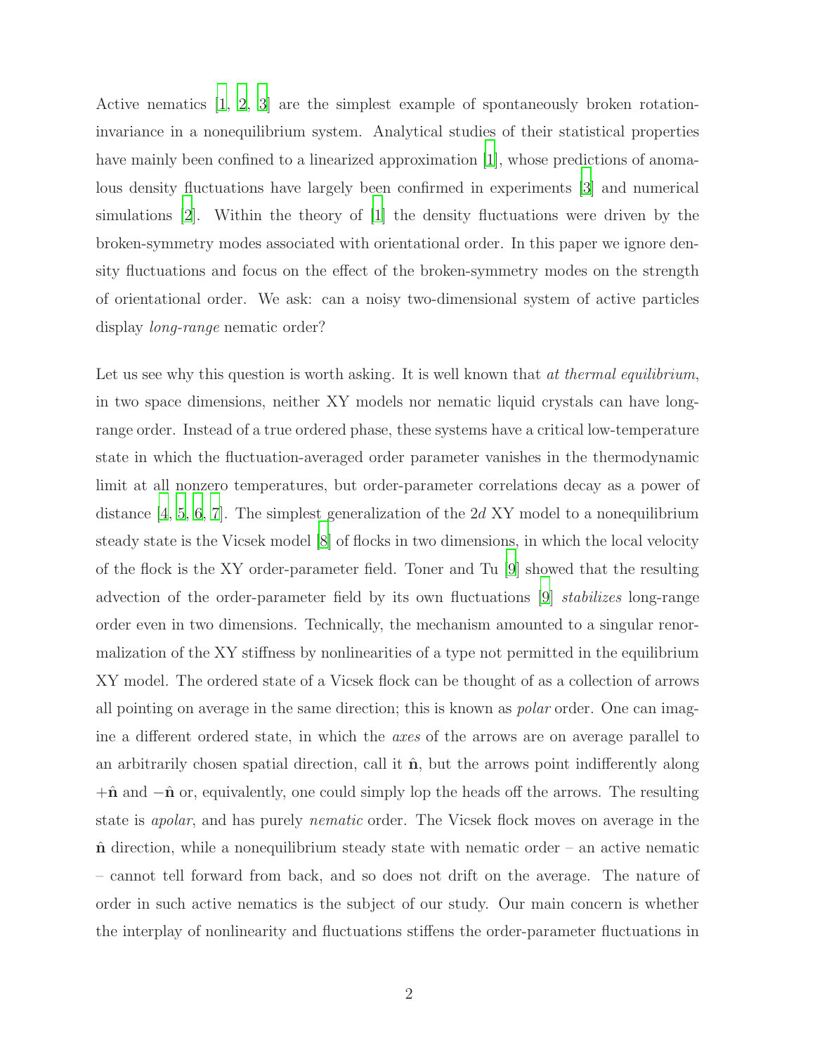Active nematics [1, 2, 3] are the simplest example of spontaneously broken rotation-invariance in a nonequilibrium system. Analytical studies of their statistical properties have mainly been confined to a linearized approximation [1], whose predictions of anomalous density fluctuations have largely been confirmed in experiments [3] and numerical simulations [2]. Within the theory of [1] the density fluctuations were driven by the broken-symmetry modes associated with orientational order. In this paper we ignore density fluctuations and focus on the effect of the broken-symmetry modes on the strength of orientational order. We ask: can a noisy two-dimensional system of active particles display *long-range* nematic order?

Let us see why this question is worth asking. It is well known that *at thermal equilibrium*, in two space dimensions, neither XY models nor nematic liquid crystals can have long-range order. Instead of a true ordered phase, these systems have a critical low-temperature state in which the fluctuation-averaged order parameter vanishes in the thermodynamic limit at all nonzero temperatures, but order-parameter correlations decay as a power of distance [4, 5, 6, 7]. The simplest generalization of the $2d$ XY model to a nonequilibrium steady state is the Vicsek model [8] of flocks in two dimensions, in which the local velocity of the flock is the XY order-parameter field. Toner and Tu [9] showed that the resulting advection of the order-parameter field by its own fluctuations [9] *stabilizes* long-range order even in two dimensions. Technically, the mechanism amounted to a singular renormalization of the XY stiffness by nonlinearities of a type not permitted in the equilibrium XY model. The ordered state of a Vicsek flock can be thought of as a collection of arrows all pointing on average in the same direction; this is known as *polar* order. One can imagine a different ordered state, in which the *axes* of the arrows are on average parallel to an arbitrarily chosen spatial direction, call it $\hat{\mathbf{n}}$, but the arrows point indifferently along $+\hat{\mathbf{n}}$ and $-\hat{\mathbf{n}}$ or, equivalently, one could simply lop the heads off the arrows. The resulting state is *apolar*, and has purely *nematic* order. The Vicsek flock moves on average in the $\hat{\mathbf{n}}$ direction, while a nonequilibrium steady state with nematic order – an active nematic – cannot tell forward from back, and so does not drift on the average. The nature of order in such active nematics is the subject of our study. Our main concern is whether the interplay of nonlinearity and fluctuations stiffens the order-parameter fluctuations in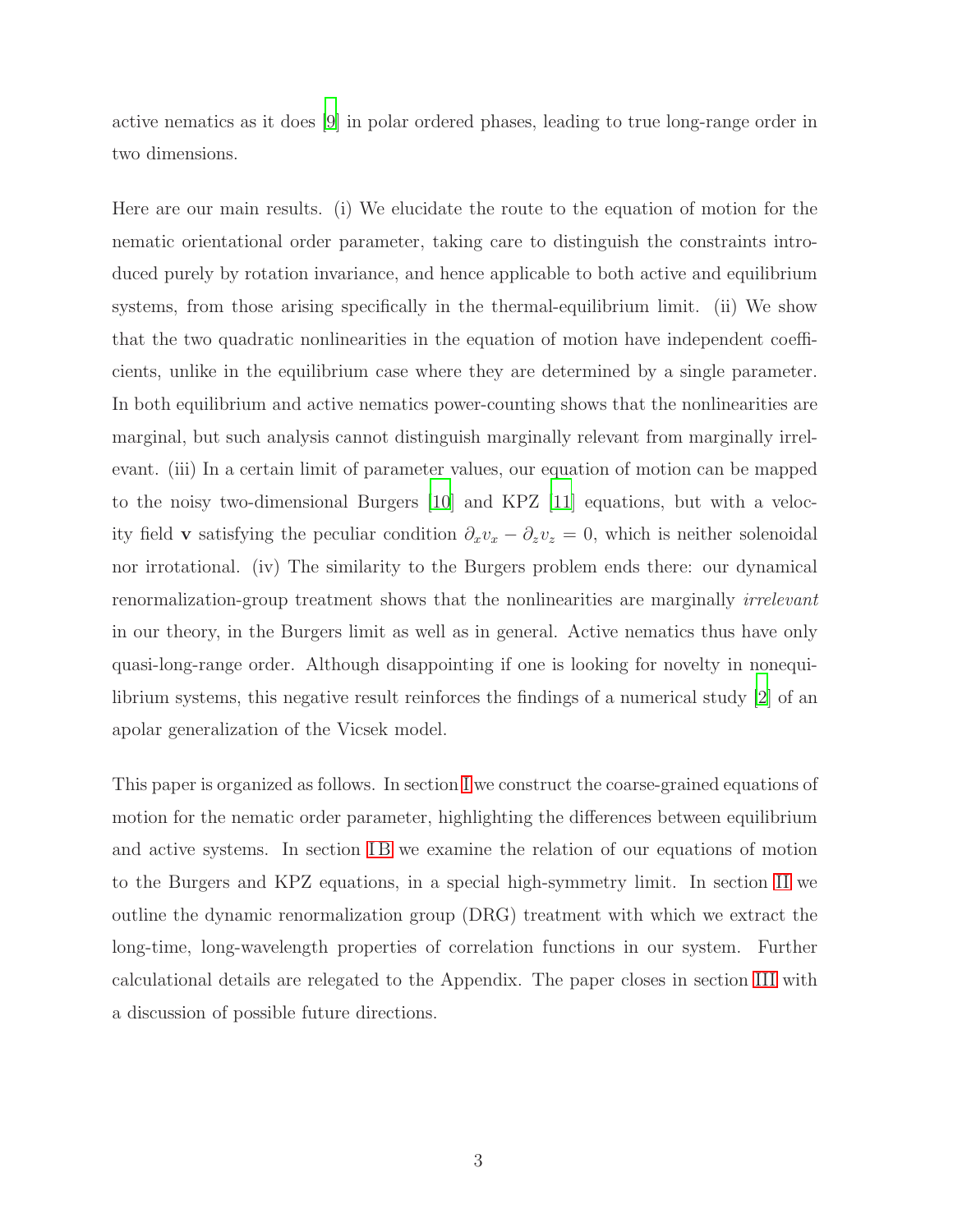active nematics as it does [9] in polar ordered phases, leading to true long-range order in two dimensions.

Here are our main results. (i) We elucidate the route to the equation of motion for the nematic orientational order parameter, taking care to distinguish the constraints introduced purely by rotation invariance, and hence applicable to both active and equilibrium systems, from those arising specifically in the thermal-equilibrium limit. (ii) We show that the two quadratic nonlinearities in the equation of motion have independent coefficients, unlike in the equilibrium case where they are determined by a single parameter. In both equilibrium and active nematics power-counting shows that the nonlinearities are marginal, but such analysis cannot distinguish marginally relevant from marginally irrelevant. (iii) In a certain limit of parameter values, our equation of motion can be mapped to the noisy two-dimensional Burgers [10] and KPZ [11] equations, but with a velocity field $\mathbf{v}$ satisfying the peculiar condition $\partial_x v_x - \partial_z v_z = 0$, which is neither solenoidal nor irrotational. (iv) The similarity to the Burgers problem ends there: our dynamical renormalization-group treatment shows that the nonlinearities are marginally *irrelevant* in our theory, in the Burgers limit as well as in general. Active nematics thus have only quasi-long-range order. Although disappointing if one is looking for novelty in nonequilibrium systems, this negative result reinforces the findings of a numerical study [2] of an apolar generalization of the Vicsek model.

This paper is organized as follows. In section I we construct the coarse-grained equations of motion for the nematic order parameter, highlighting the differences between equilibrium and active systems. In section I B we examine the relation of our equations of motion to the Burgers and KPZ equations, in a special high-symmetry limit. In section II we outline the dynamic renormalization group (DRG) treatment with which we extract the long-time, long-wavelength properties of correlation functions in our system. Further calculational details are relegated to the Appendix. The paper closes in section III with a discussion of possible future directions.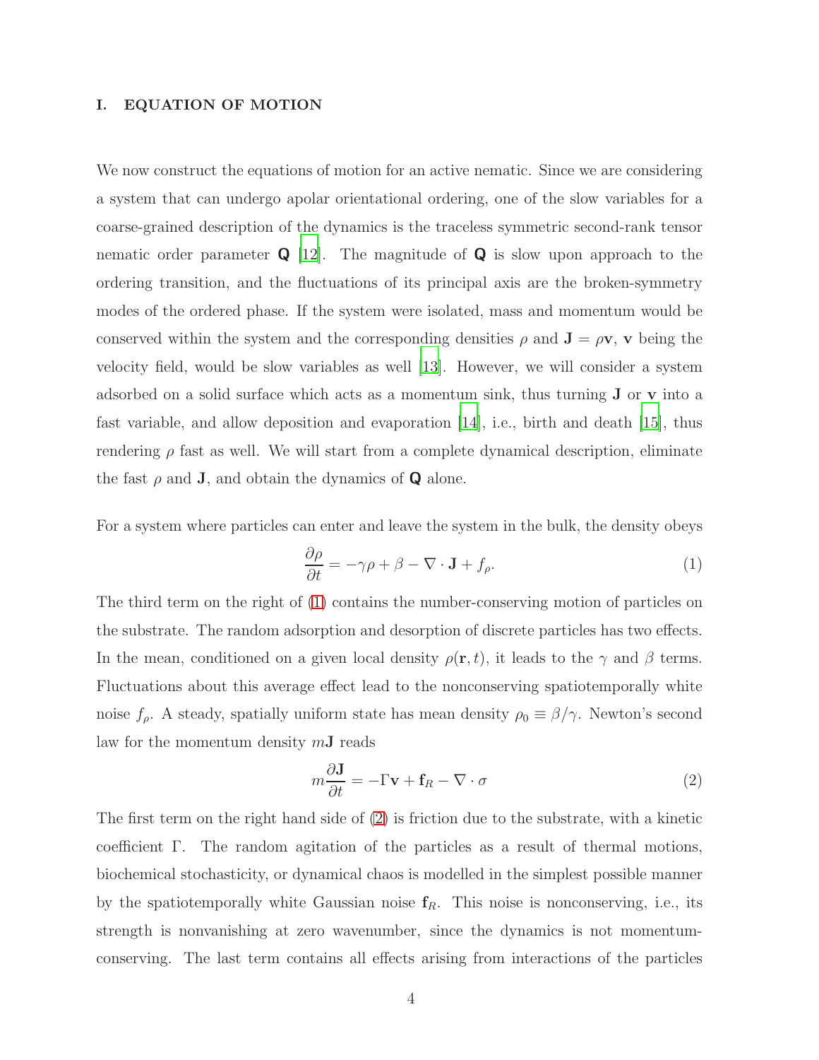## I. EQUATION OF MOTION

We now construct the equations of motion for an active nematic. Since we are considering a system that can undergo apolar orientational ordering, one of the slow variables for a coarse-grained description of the dynamics is the traceless symmetric second-rank tensor nematic order parameter $\mathsf{Q}$ [12]. The magnitude of $\mathsf{Q}$ is slow upon approach to the ordering transition, and the fluctuations of its principal axis are the broken-symmetry modes of the ordered phase. If the system were isolated, mass and momentum would be conserved within the system and the corresponding densities $\rho$ and $\mathbf{J} = \rho\mathbf{v}$, $\mathbf{v}$ being the velocity field, would be slow variables as well [13]. However, we will consider a system adsorbed on a solid surface which acts as a momentum sink, thus turning $\mathbf{J}$ or $\mathbf{v}$ into a fast variable, and allow deposition and evaporation [14], i.e., birth and death [15], thus rendering $\rho$ fast as well. We will start from a complete dynamical description, eliminate the fast $\rho$ and $\mathbf{J}$, and obtain the dynamics of $\mathsf{Q}$ alone.

For a system where particles can enter and leave the system in the bulk, the density obeys

$$\frac{\partial \rho}{\partial t} = -\gamma\rho + \beta - \nabla \cdot \mathbf{J} + f_\rho. \tag{1}$$

The third term on the right of (1) contains the number-conserving motion of particles on the substrate. The random adsorption and desorption of discrete particles has two effects. In the mean, conditioned on a given local density $\rho(\mathbf{r}, t)$, it leads to the $\gamma$ and $\beta$ terms. Fluctuations about this average effect lead to the nonconserving spatiotemporally white noise $f_\rho$. A steady, spatially uniform state has mean density $\rho_0 \equiv \beta/\gamma$. Newton's second law for the momentum density $m\mathbf{J}$ reads

$$m\frac{\partial \mathbf{J}}{\partial t} = -\Gamma\mathbf{v} + \mathbf{f}_R - \nabla \cdot \sigma \tag{2}$$

The first term on the right hand side of (2) is friction due to the substrate, with a kinetic coefficient $\Gamma$. The random agitation of the particles as a result of thermal motions, biochemical stochasticity, or dynamical chaos is modelled in the simplest possible manner by the spatiotemporally white Gaussian noise $\mathbf{f}_R$. This noise is nonconserving, i.e., its strength is nonvanishing at zero wavenumber, since the dynamics is not momentum-conserving. The last term contains all effects arising from interactions of the particles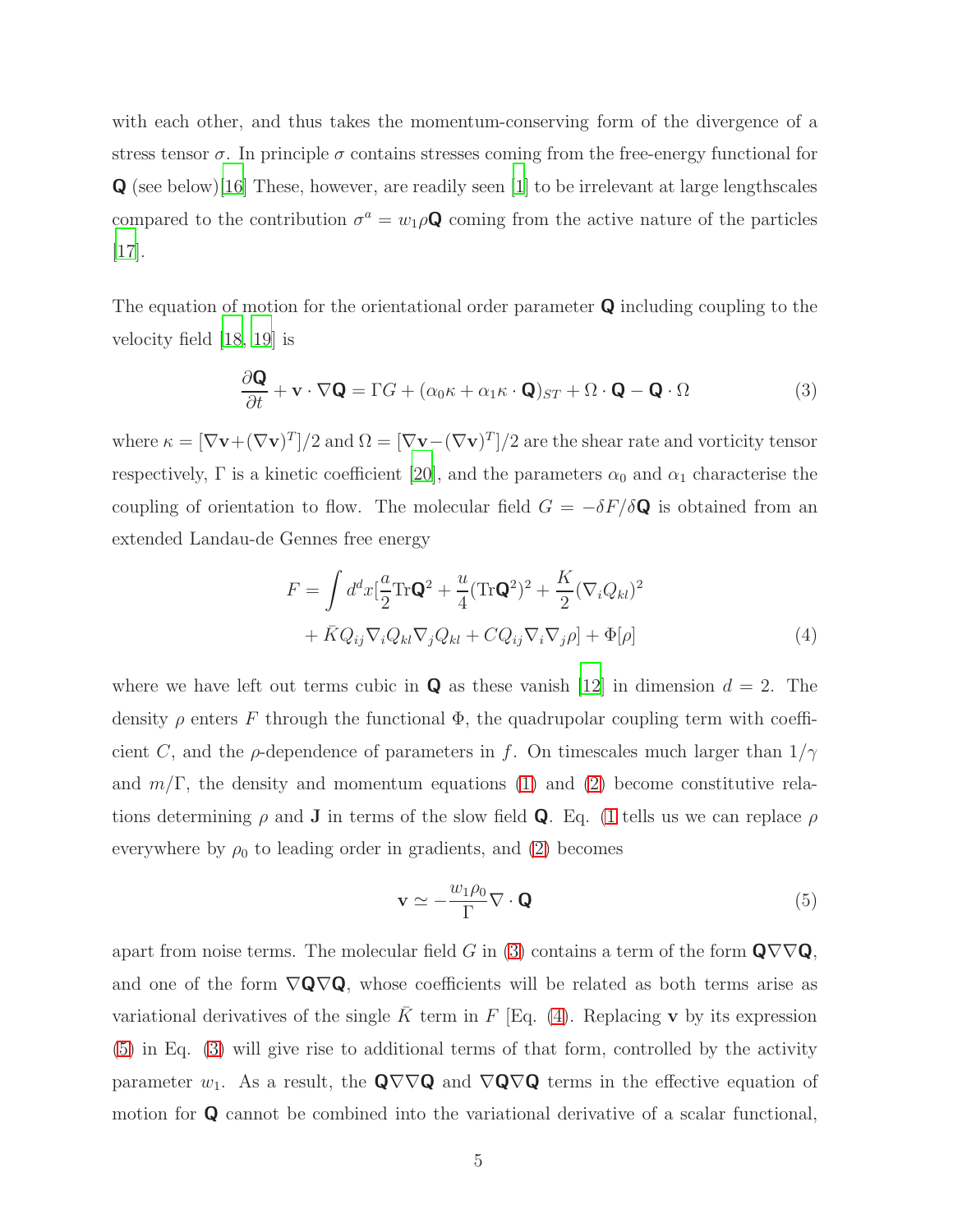with each other, and thus takes the momentum-conserving form of the divergence of a stress tensor $\sigma$. In principle $\sigma$ contains stresses coming from the free-energy functional for $\mathbf{Q}$ (see below)[16] These, however, are readily seen [1] to be irrelevant at large lengthscales compared to the contribution $\sigma^a = w_1 \rho \mathbf{Q}$ coming from the active nature of the particles [17].

The equation of motion for the orientational order parameter $\mathbf{Q}$ including coupling to the velocity field [18, 19] is

$$\frac{\partial \mathbf{Q}}{\partial t} + \mathbf{v} \cdot \nabla \mathbf{Q} = \Gamma G + (\alpha_0 \kappa + \alpha_1 \kappa \cdot \mathbf{Q})_{ST} + \Omega \cdot \mathbf{Q} - \mathbf{Q} \cdot \Omega \tag{3}$$

where $\kappa = [\nabla \mathbf{v} + (\nabla \mathbf{v})^T]/2$ and $\Omega = [\nabla \mathbf{v} - (\nabla \mathbf{v})^T]/2$ are the shear rate and vorticity tensor respectively, $\Gamma$ is a kinetic coefficient [20], and the parameters $\alpha_0$ and $\alpha_1$ characterise the coupling of orientation to flow. The molecular field $G = -\delta F / \delta \mathbf{Q}$ is obtained from an extended Landau-de Gennes free energy

$$\begin{aligned} F = \int d^d x [ & \frac{a}{2} \mathrm{Tr} \mathbf{Q}^2 + \frac{u}{4} (\mathrm{Tr} \mathbf{Q}^2)^2 + \frac{K}{2} (\nabla_i Q_{kl})^2 \\ & + \bar{K} Q_{ij} \nabla_i Q_{kl} \nabla_j Q_{kl} + C Q_{ij} \nabla_i \nabla_j \rho ] + \Phi[\rho] \end{aligned} \tag{4}$$

where we have left out terms cubic in $\mathbf{Q}$ as these vanish [12] in dimension $d = 2$. The density $\rho$ enters $F$ through the functional $\Phi$, the quadrupolar coupling term with coefficient $C$, and the $\rho$-dependence of parameters in $f$. On timescales much larger than $1/\gamma$ and $m/\Gamma$, the density and momentum equations (1) and (2) become constitutive relations determining $\rho$ and $\mathbf{J}$ in terms of the slow field $\mathbf{Q}$. Eq. (1 tells us we can replace $\rho$ everywhere by $\rho_0$ to leading order in gradients, and (2) becomes

$$\mathbf{v} \simeq -\frac{w_1 \rho_0}{\Gamma} \nabla \cdot \mathbf{Q} \tag{5}$$

apart from noise terms. The molecular field $G$ in (3) contains a term of the form $\mathbf{Q} \nabla \nabla \mathbf{Q}$, and one of the form $\nabla \mathbf{Q} \nabla \mathbf{Q}$, whose coefficients will be related as both terms arise as variational derivatives of the single $\bar{K}$ term in $F$ [Eq. (4). Replacing $\mathbf{v}$ by its expression (5) in Eq. (3) will give rise to additional terms of that form, controlled by the activity parameter $w_1$. As a result, the $\mathbf{Q} \nabla \nabla \mathbf{Q}$ and $\nabla \mathbf{Q} \nabla \mathbf{Q}$ terms in the effective equation of motion for $\mathbf{Q}$ cannot be combined into the variational derivative of a scalar functional,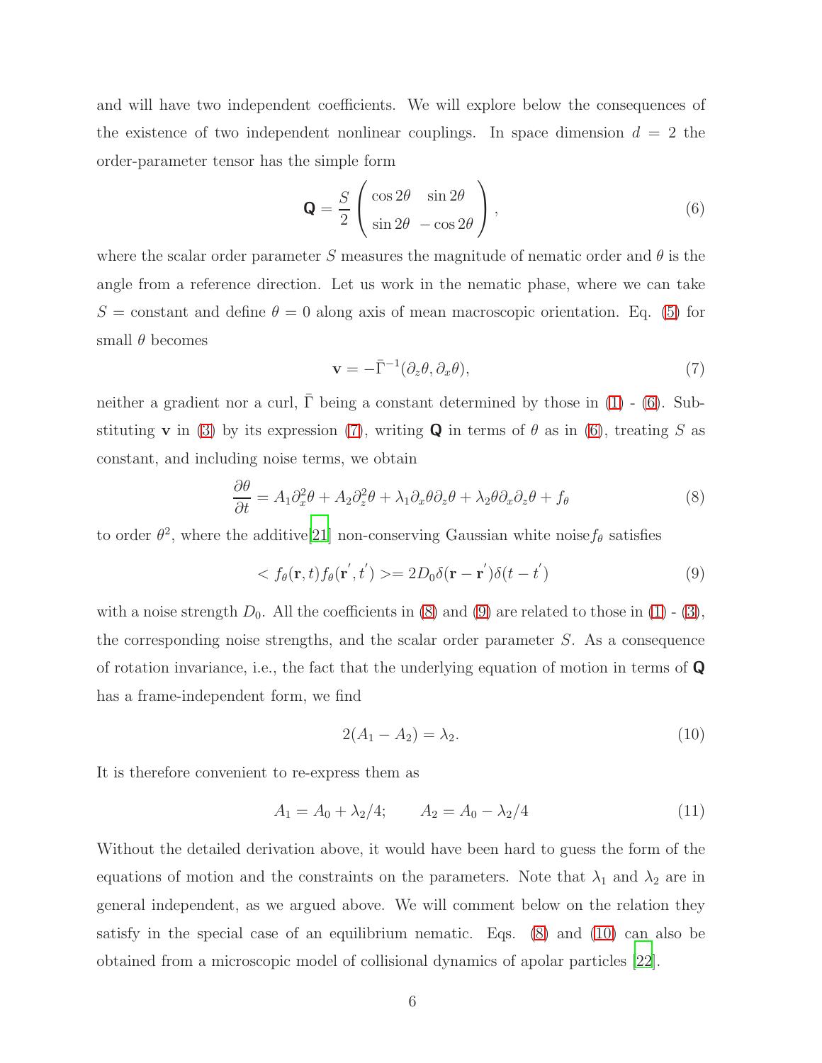and will have two independent coefficients. We will explore below the consequences of the existence of two independent nonlinear couplings. In space dimension $d = 2$ the order-parameter tensor has the simple form

$$\mathbf{Q} = \frac{S}{2}\begin{pmatrix} \cos 2\theta & \sin 2\theta \\ \sin 2\theta & -\cos 2\theta \end{pmatrix}, \tag{6}$$

where the scalar order parameter $S$ measures the magnitude of nematic order and $\theta$ is the angle from a reference direction. Let us work in the nematic phase, where we can take $S =$ constant and define $\theta = 0$ along axis of mean macroscopic orientation. Eq. (5) for small $\theta$ becomes

$$\mathbf{v} = -\bar{\Gamma}^{-1}(\partial_z\theta, \partial_x\theta), \tag{7}$$

neither a gradient nor a curl, $\bar{\Gamma}$ being a constant determined by those in (1) - (6). Substituting $\mathbf{v}$ in (3) by its expression (7), writing $\mathbf{Q}$ in terms of $\theta$ as in (6), treating $S$ as constant, and including noise terms, we obtain

$$\frac{\partial\theta}{\partial t} = A_1\partial_x^2\theta + A_2\partial_z^2\theta + \lambda_1\partial_x\theta\partial_z\theta + \lambda_2\theta\partial_x\partial_z\theta + f_\theta \tag{8}$$

to order $\theta^2$, where the additive[21] non-conserving Gaussian white noise $f_\theta$ satisfies

$$< f_\theta(\mathbf{r}, t) f_\theta(\mathbf{r}', t') >= 2D_0\delta(\mathbf{r} - \mathbf{r}')\delta(t - t') \tag{9}$$

with a noise strength $D_0$. All the coefficients in (8) and (9) are related to those in (1) - (3), the corresponding noise strengths, and the scalar order parameter $S$. As a consequence of rotation invariance, i.e., the fact that the underlying equation of motion in terms of $\mathbf{Q}$ has a frame-independent form, we find

$$2(A_1 - A_2) = \lambda_2. \tag{10}$$

It is therefore convenient to re-express them as

$$A_1 = A_0 + \lambda_2/4; \qquad A_2 = A_0 - \lambda_2/4 \tag{11}$$

Without the detailed derivation above, it would have been hard to guess the form of the equations of motion and the constraints on the parameters. Note that $\lambda_1$ and $\lambda_2$ are in general independent, as we argued above. We will comment below on the relation they satisfy in the special case of an equilibrium nematic. Eqs. (8) and (10) can also be obtained from a microscopic model of collisional dynamics of apolar particles [22].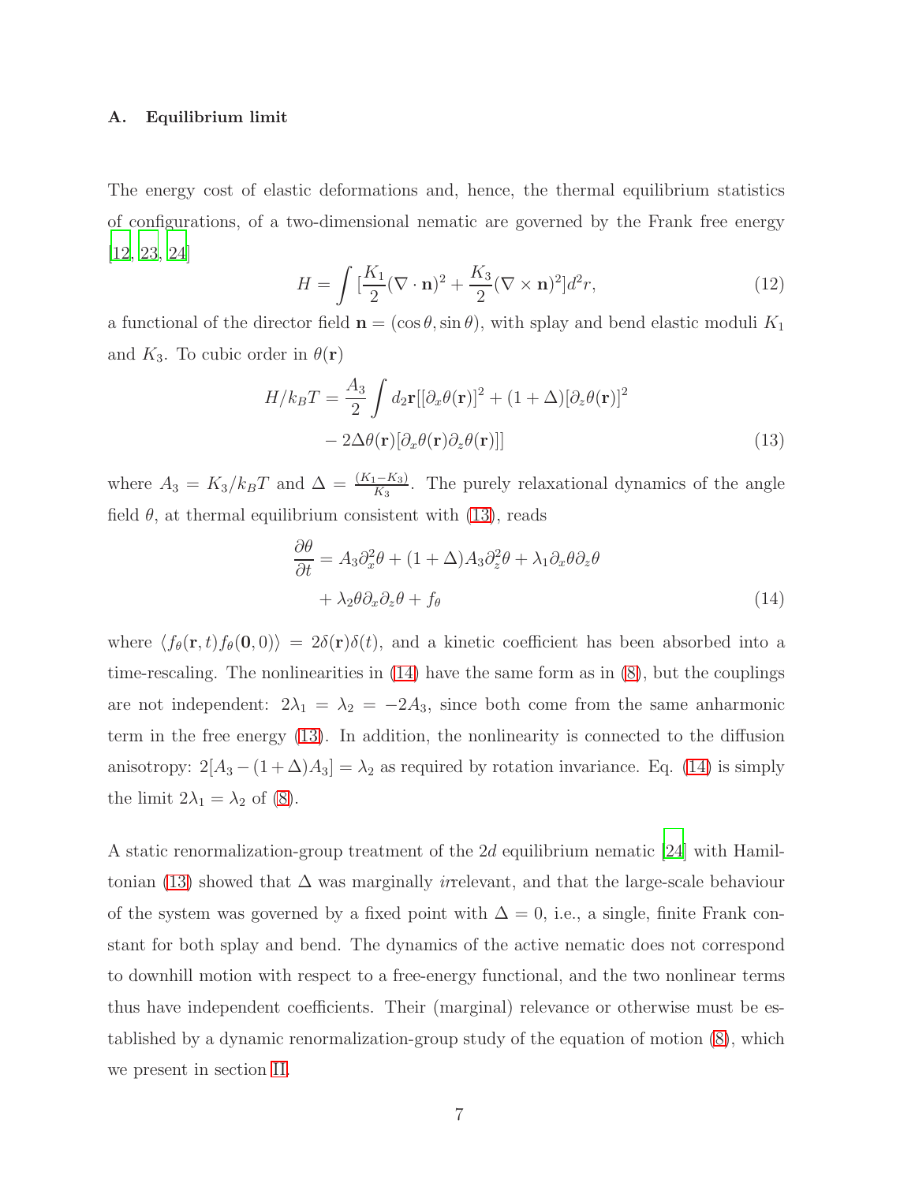### A. Equilibrium limit

The energy cost of elastic deformations and, hence, the thermal equilibrium statistics of configurations, of a two-dimensional nematic are governed by the Frank free energy [12, 23, 24]

$$H = \int [\frac{K_1}{2}(\nabla \cdot \mathbf{n})^2 + \frac{K_3}{2}(\nabla \times \mathbf{n})^2] d^2r, \tag{12}$$

a functional of the director field $\mathbf{n} = (\cos\theta, \sin\theta)$, with splay and bend elastic moduli $K_1$ and $K_3$. To cubic order in $\theta(\mathbf{r})$

$$\begin{aligned} H/k_BT = \frac{A_3}{2} \int d_2\mathbf{r}[[\partial_x\theta(\mathbf{r})]^2 + (1+\Delta)[\partial_z\theta(\mathbf{r})]^2 \\ - 2\Delta\theta(\mathbf{r})[\partial_x\theta(\mathbf{r})\partial_z\theta(\mathbf{r})]] \end{aligned} \tag{13}$$

where $A_3 = K_3/k_BT$ and $\Delta = \frac{(K_1 - K_3)}{K_3}$. The purely relaxational dynamics of the angle field $\theta$, at thermal equilibrium consistent with (13), reads

$$\begin{aligned} \frac{\partial\theta}{\partial t} = A_3\partial_x^2\theta + (1+\Delta)A_3\partial_z^2\theta + \lambda_1\partial_x\theta\partial_z\theta \\ + \lambda_2\theta\partial_x\partial_z\theta + f_\theta \end{aligned} \tag{14}$$

where $\langle f_\theta(\mathbf{r},t)f_\theta(\mathbf{0},0)\rangle = 2\delta(\mathbf{r})\delta(t)$, and a kinetic coefficient has been absorbed into a time-rescaling. The nonlinearities in (14) have the same form as in (8), but the couplings are not independent: $2\lambda_1 = \lambda_2 = -2A_3$, since both come from the same anharmonic term in the free energy (13). In addition, the nonlinearity is connected to the diffusion anisotropy: $2[A_3 - (1+\Delta)A_3] = \lambda_2$ as required by rotation invariance. Eq. (14) is simply the limit $2\lambda_1 = \lambda_2$ of (8).

A static renormalization-group treatment of the $2d$ equilibrium nematic [24] with Hamiltonian (13) showed that $\Delta$ was marginally *ir*relevant, and that the large-scale behaviour of the system was governed by a fixed point with $\Delta = 0$, i.e., a single, finite Frank constant for both splay and bend. The dynamics of the active nematic does not correspond to downhill motion with respect to a free-energy functional, and the two nonlinear terms thus have independent coefficients. Their (marginal) relevance or otherwise must be established by a dynamic renormalization-group study of the equation of motion (8), which we present in section II.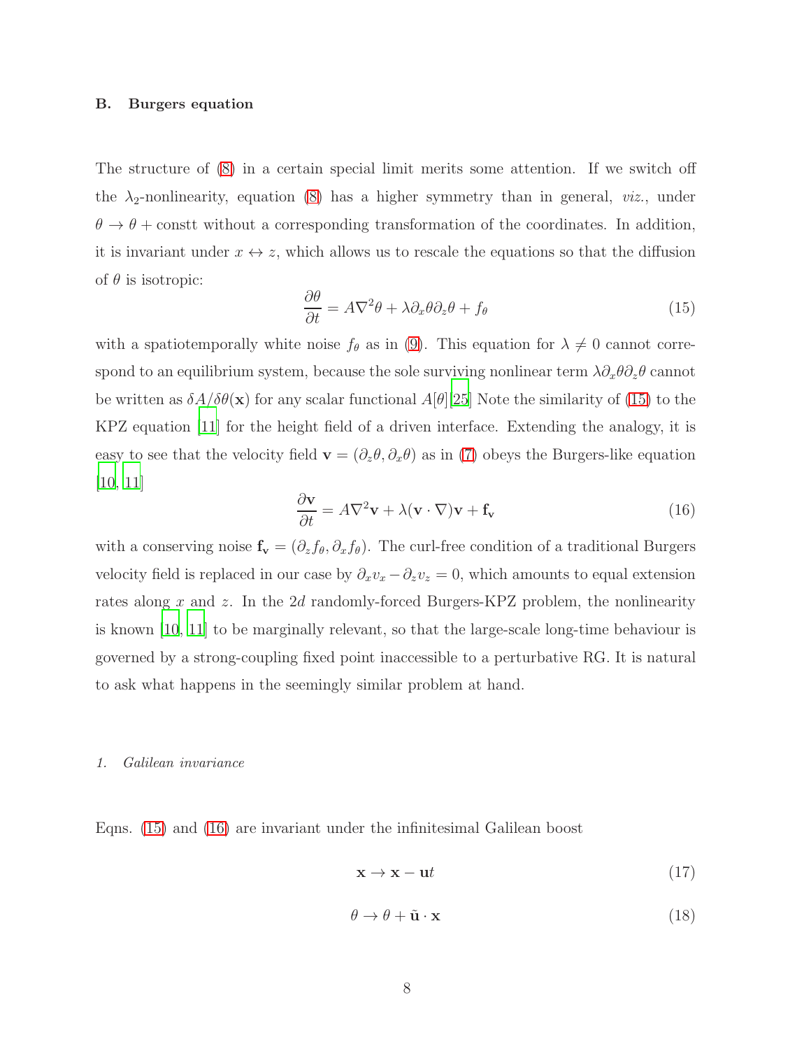### B. Burgers equation

The structure of (8) in a certain special limit merits some attention. If we switch off the $\lambda_2$-nonlinearity, equation (8) has a higher symmetry than in general, *viz.*, under $\theta \to \theta + \text{constt}$ without a corresponding transformation of the coordinates. In addition, it is invariant under $x \leftrightarrow z$, which allows us to rescale the equations so that the diffusion of $\theta$ is isotropic:

$$\frac{\partial \theta}{\partial t} = A\nabla^2\theta + \lambda \partial_x \theta \partial_z \theta + f_\theta \tag{15}$$

with a spatiotemporally white noise $f_\theta$ as in (9). This equation for $\lambda \neq 0$ cannot correspond to an equilibrium system, because the sole surviving nonlinear term $\lambda \partial_x \theta \partial_z \theta$ cannot be written as $\delta A/\delta\theta(\mathbf{x})$ for any scalar functional $A[\theta]$[25] Note the similarity of (15) to the KPZ equation [11] for the height field of a driven interface. Extending the analogy, it is easy to see that the velocity field $\mathbf{v} = (\partial_z \theta, \partial_x \theta)$ as in (7) obeys the Burgers-like equation [10, 11]

$$\frac{\partial \mathbf{v}}{\partial t} = A\nabla^2 \mathbf{v} + \lambda(\mathbf{v} \cdot \nabla)\mathbf{v} + \mathbf{f}_\mathbf{v} \tag{16}$$

with a conserving noise $\mathbf{f}_\mathbf{v} = (\partial_z f_\theta, \partial_x f_\theta)$. The curl-free condition of a traditional Burgers velocity field is replaced in our case by $\partial_x v_x - \partial_z v_z = 0$, which amounts to equal extension rates along $x$ and $z$. In the $2d$ randomly-forced Burgers-KPZ problem, the nonlinearity is known [10, 11] to be marginally relevant, so that the large-scale long-time behaviour is governed by a strong-coupling fixed point inaccessible to a perturbative RG. It is natural to ask what happens in the seemingly similar problem at hand.

#### 1. Galilean invariance

Eqns. (15) and (16) are invariant under the infinitesimal Galilean boost

$$\mathbf{x} \to \mathbf{x} - \mathbf{u}t \tag{17}$$

$$\theta \to \theta + \tilde{\mathbf{u}} \cdot \mathbf{x} \tag{18}$$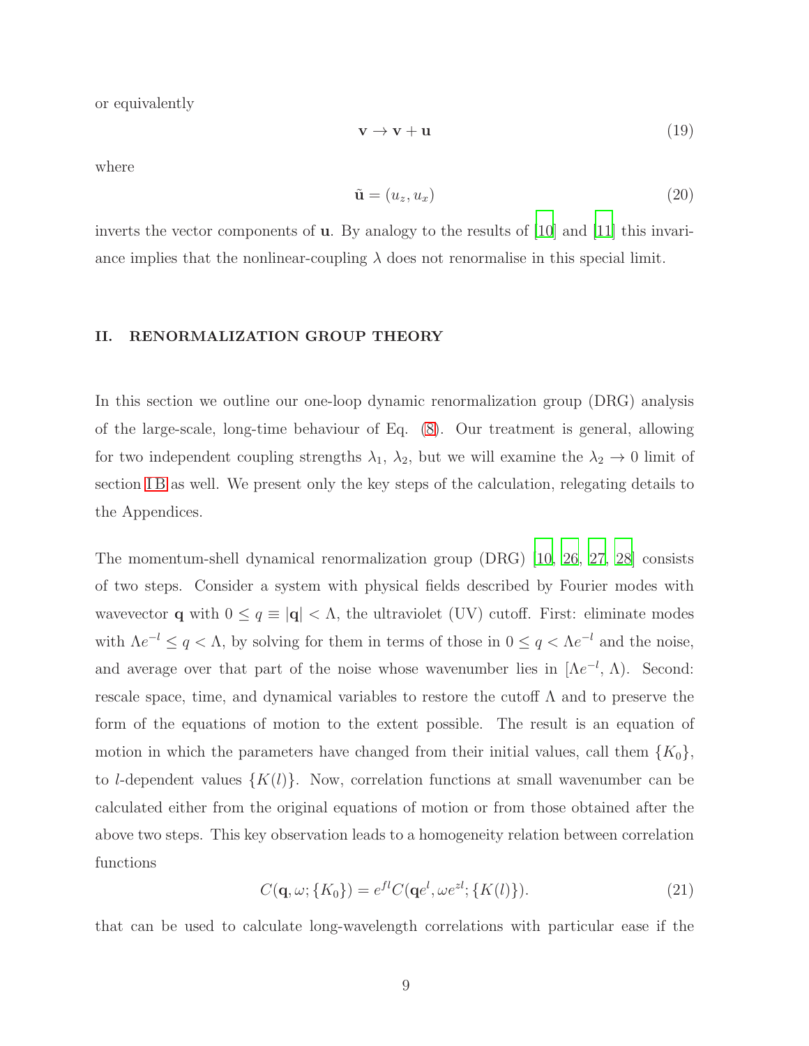or equivalently

$$\mathbf{v} \to \mathbf{v} + \mathbf{u} \tag{19}$$

where

$$\tilde{\mathbf{u}} = (u_z, u_x) \tag{20}$$

inverts the vector components of $\mathbf{u}$. By analogy to the results of [10] and [11] this invariance implies that the nonlinear-coupling $\lambda$ does not renormalise in this special limit.

## II. RENORMALIZATION GROUP THEORY

In this section we outline our one-loop dynamic renormalization group (DRG) analysis of the large-scale, long-time behaviour of Eq. (8). Our treatment is general, allowing for two independent coupling strengths $\lambda_1$, $\lambda_2$, but we will examine the $\lambda_2 \to 0$ limit of section I B as well. We present only the key steps of the calculation, relegating details to the Appendices.

The momentum-shell dynamical renormalization group (DRG) [10, 26, 27, 28] consists of two steps. Consider a system with physical fields described by Fourier modes with wavevector $\mathbf{q}$ with $0 \leq q \equiv |\mathbf{q}| < \Lambda$, the ultraviolet (UV) cutoff. First: eliminate modes with $\Lambda e^{-l} \leq q < \Lambda$, by solving for them in terms of those in $0 \leq q < \Lambda e^{-l}$ and the noise, and average over that part of the noise whose wavenumber lies in $[\Lambda e^{-l}, \Lambda)$. Second: rescale space, time, and dynamical variables to restore the cutoff $\Lambda$ and to preserve the form of the equations of motion to the extent possible. The result is an equation of motion in which the parameters have changed from their initial values, call them $\{K_0\}$, to $l$-dependent values $\{K(l)\}$. Now, correlation functions at small wavenumber can be calculated either from the original equations of motion or from those obtained after the above two steps. This key observation leads to a homogeneity relation between correlation functions

$$C(\mathbf{q}, \omega; \{K_0\}) = e^{fl} C(\mathbf{q}e^{l}, \omega e^{zl}; \{K(l)\}). \tag{21}$$

that can be used to calculate long-wavelength correlations with particular ease if the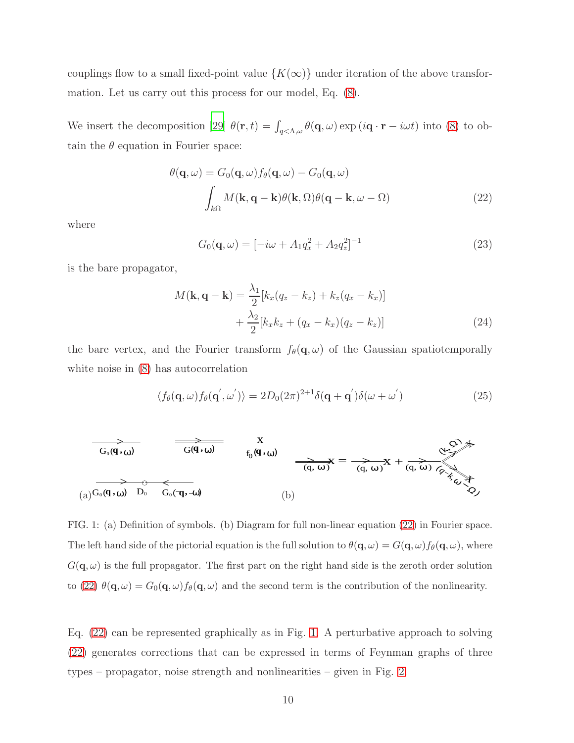couplings flow to a small fixed-point value $\{K(\infty)\}$ under iteration of the above transformation. Let us carry out this process for our model, Eq. (8).

We insert the decomposition [29] $\theta(\mathbf{r},t) = \int_{q<\Lambda,\omega} \theta(\mathbf{q},\omega)\exp\left(i\mathbf{q}\cdot\mathbf{r} - i\omega t\right)$ into (8) to obtain the $\theta$ equation in Fourier space:

$$\theta(\mathbf{q},\omega) = G_0(\mathbf{q},\omega) f_\theta(\mathbf{q},\omega) - G_0(\mathbf{q},\omega) \int_{k\Omega} M(\mathbf{k},\mathbf{q}-\mathbf{k})\theta(\mathbf{k},\Omega)\theta(\mathbf{q}-\mathbf{k},\omega-\Omega) \tag{22}$$

where

$$G_0(\mathbf{q},\omega) = [-i\omega + A_1 q_x^2 + A_2 q_z^2]^{-1} \tag{23}$$

is the bare propagator,

$$M(\mathbf{k},\mathbf{q}-\mathbf{k}) = \frac{\lambda_1}{2}[k_x(q_z-k_z) + k_z(q_x-k_x)] + \frac{\lambda_2}{2}[k_x k_z + (q_x-k_x)(q_z-k_z)] \tag{24}$$

the bare vertex, and the Fourier transform $f_\theta(\mathbf{q},\omega)$ of the Gaussian spatiotemporally white noise in (8) has autocorrelation

$$\langle f_\theta(\mathbf{q},\omega) f_\theta(\mathbf{q}',\omega')\rangle = 2D_0(2\pi)^{2+1}\delta(\mathbf{q}+\mathbf{q}')\delta(\omega+\omega') \tag{25}$$

FIG. 1: (a) Definition of symbols. (b) Diagram for full non-linear equation (22) in Fourier space. The left hand side of the pictorial equation is the full solution to $\theta(\mathbf{q},\omega) = G(\mathbf{q},\omega)f_\theta(\mathbf{q},\omega)$, where $G(\mathbf{q},\omega)$ is the full propagator. The first part on the right hand side is the zeroth order solution to (22) $\theta(\mathbf{q},\omega) = G_0(\mathbf{q},\omega)f_\theta(\mathbf{q},\omega)$ and the second term is the contribution of the nonlinearity.

Eq. (22) can be represented graphically as in Fig. 1. A perturbative approach to solving (22) generates corrections that can be expressed in terms of Feynman graphs of three types – propagator, noise strength and nonlinearities – given in Fig. 2.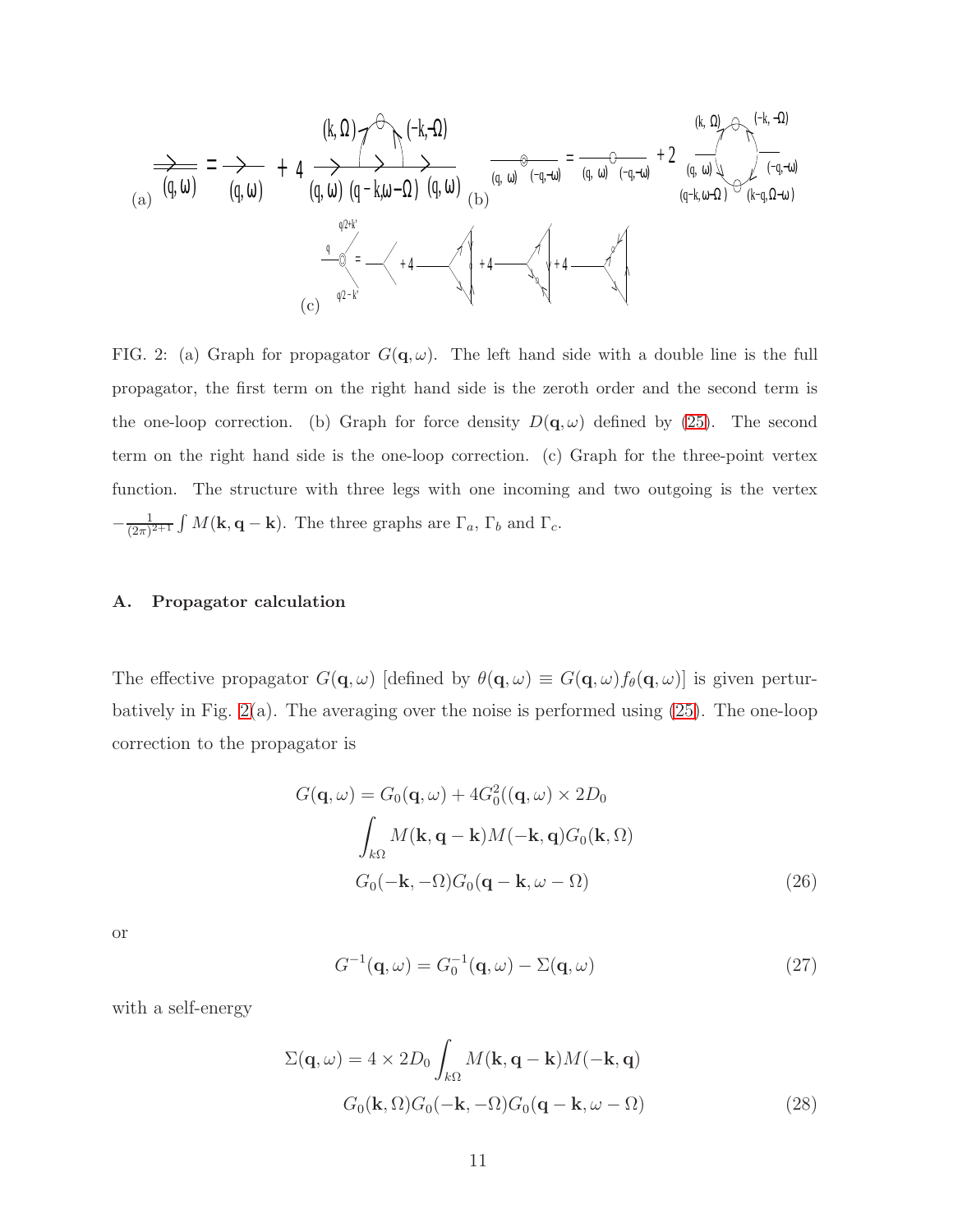FIG. 2: (a) Graph for propagator $G(\mathbf{q},\omega)$. The left hand side with a double line is the full propagator, the first term on the right hand side is the zeroth order and the second term is the one-loop correction. (b) Graph for force density $D(\mathbf{q},\omega)$ defined by (25). The second term on the right hand side is the one-loop correction. (c) Graph for the three-point vertex function. The structure with three legs with one incoming and two outgoing is the vertex $-\frac{1}{(2\pi)^{2+1}}\int M(\mathbf{k},\mathbf{q}-\mathbf{k})$. The three graphs are $\Gamma_a$, $\Gamma_b$ and $\Gamma_c$.

## A. Propagator calculation

The effective propagator $G(\mathbf{q},\omega)$ [defined by $\theta(\mathbf{q},\omega) \equiv G(\mathbf{q},\omega) f_\theta(\mathbf{q},\omega)$] is given perturbatively in Fig. 2(a). The averaging over the noise is performed using (25). The one-loop correction to the propagator is

$$
\begin{aligned}
G(\mathbf{q},\omega) = G_0(\mathbf{q},\omega) + 4G_0^2((\mathbf{q},\omega) \times 2D_0 \\
\int_{k\Omega} M(\mathbf{k},\mathbf{q}-\mathbf{k}) M(-\mathbf{k},\mathbf{q}) G_0(\mathbf{k},\Omega) \\
G_0(-\mathbf{k},-\Omega) G_0(\mathbf{q}-\mathbf{k},\omega-\Omega)
\end{aligned}
\tag{26}
$$

or

$$
G^{-1}(\mathbf{q},\omega) = G_0^{-1}(\mathbf{q},\omega) - \Sigma(\mathbf{q},\omega) \tag{27}
$$

with a self-energy

$$
\begin{aligned}
\Sigma(\mathbf{q},\omega) = 4 \times 2D_0 \int_{k\Omega} M(\mathbf{k},\mathbf{q}-\mathbf{k}) M(-\mathbf{k},\mathbf{q}) \\
G_0(\mathbf{k},\Omega) G_0(-\mathbf{k},-\Omega) G_0(\mathbf{q}-\mathbf{k},\omega-\Omega)
\end{aligned}
\tag{28}
$$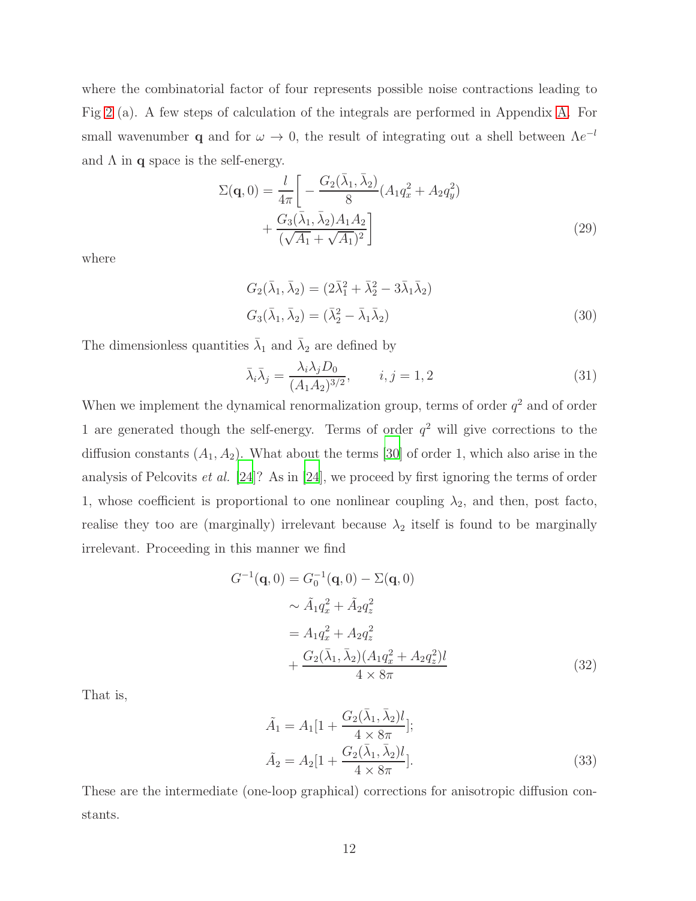where the combinatorial factor of four represents possible noise contractions leading to Fig 2 (a). A few steps of calculation of the integrals are performed in Appendix A. For small wavenumber $\mathbf{q}$ and for $\omega \to 0$, the result of integrating out a shell between $\Lambda e^{-l}$ and $\Lambda$ in $\mathbf{q}$ space is the self-energy.

$$
\Sigma(\mathbf{q}, 0) = \frac{l}{4\pi}\Big[ -\frac{G_2(\bar{\lambda}_1, \bar{\lambda}_2)}{8}(A_1 q_x^2 + A_2 q_y^2) + \frac{G_3(\bar{\lambda}_1, \bar{\lambda}_2) A_1 A_2}{(\sqrt{A_1} + \sqrt{A_1})^2}\Big] \tag{29}
$$

where

$$
\begin{aligned}
G_2(\bar{\lambda}_1, \bar{\lambda}_2) &= (2\bar{\lambda}_1^2 + \bar{\lambda}_2^2 - 3\bar{\lambda}_1\bar{\lambda}_2) \\
G_3(\bar{\lambda}_1, \bar{\lambda}_2) &= (\bar{\lambda}_2^2 - \bar{\lambda}_1\bar{\lambda}_2)
\end{aligned} \tag{30}
$$

The dimensionless quantities $\bar{\lambda}_1$ and $\bar{\lambda}_2$ are defined by

$$
\bar{\lambda}_i \bar{\lambda}_j = \frac{\lambda_i \lambda_j D_0}{(A_1 A_2)^{3/2}}, \qquad i, j = 1, 2 \tag{31}
$$

When we implement the dynamical renormalization group, terms of order $q^2$ and of order 1 are generated though the self-energy. Terms of order $q^2$ will give corrections to the diffusion constants $(A_1, A_2)$. What about the terms [30] of order 1, which also arise in the analysis of Pelcovits *et al.* [24]? As in [24], we proceed by first ignoring the terms of order 1, whose coefficient is proportional to one nonlinear coupling $\lambda_2$, and then, post facto, realise they too are (marginally) irrelevant because $\lambda_2$ itself is found to be marginally irrelevant. Proceeding in this manner we find

$$
\begin{aligned}
G^{-1}(\mathbf{q}, 0) &= G_0^{-1}(\mathbf{q}, 0) - \Sigma(\mathbf{q}, 0) \\
&\sim \tilde{A}_1 q_x^2 + \tilde{A}_2 q_z^2 \\
&= A_1 q_x^2 + A_2 q_z^2 \\
&\quad + \frac{G_2(\bar{\lambda}_1, \bar{\lambda}_2)(A_1 q_x^2 + A_2 q_z^2) l}{4 \times 8\pi}
\end{aligned} \tag{32}
$$

That is,

$$
\begin{aligned}
\tilde{A}_1 &= A_1[1 + \frac{G_2(\bar{\lambda}_1, \bar{\lambda}_2) l}{4 \times 8\pi}]; \\
\tilde{A}_2 &= A_2[1 + \frac{G_2(\bar{\lambda}_1, \bar{\lambda}_2) l}{4 \times 8\pi}].
\end{aligned} \tag{33}
$$

These are the intermediate (one-loop graphical) corrections for anisotropic diffusion constants.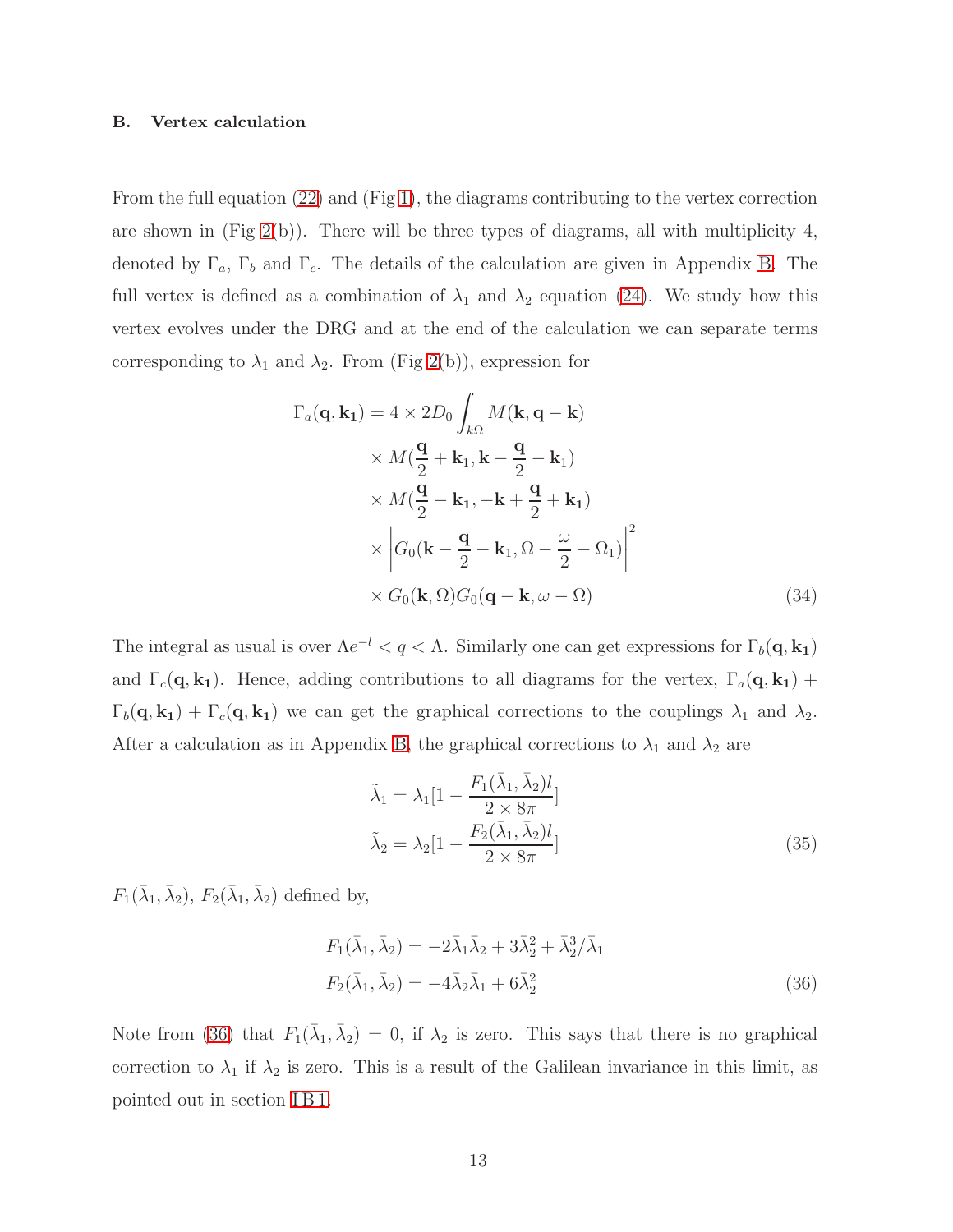### B. Vertex calculation

From the full equation (22) and (Fig 1), the diagrams contributing to the vertex correction are shown in (Fig 2(b)). There will be three types of diagrams, all with multiplicity 4, denoted by $\Gamma_a$, $\Gamma_b$ and $\Gamma_c$. The details of the calculation are given in Appendix B. The full vertex is defined as a combination of $\lambda_1$ and $\lambda_2$ equation (24). We study how this vertex evolves under the DRG and at the end of the calculation we can separate terms corresponding to $\lambda_1$ and $\lambda_2$. From (Fig 2(b)), expression for

$$
\begin{aligned}
\Gamma_a(\mathbf{q}, \mathbf{k_1}) = 4 \times 2D_0 \int_{k\Omega} & M(\mathbf{k}, \mathbf{q} - \mathbf{k}) \\
& \times M(\frac{\mathbf{q}}{2} + \mathbf{k}_1, \mathbf{k} - \frac{\mathbf{q}}{2} - \mathbf{k}_1) \\
& \times M(\frac{\mathbf{q}}{2} - \mathbf{k}_1, -\mathbf{k} + \frac{\mathbf{q}}{2} + \mathbf{k}_1) \\
& \times \left| G_0(\mathbf{k} - \frac{\mathbf{q}}{2} - \mathbf{k}_1, \Omega - \frac{\omega}{2} - \Omega_1) \right|^2 \\
& \times G_0(\mathbf{k}, \Omega) G_0(\mathbf{q} - \mathbf{k}, \omega - \Omega)
\end{aligned}
\tag{34}
$$

The integral as usual is over $\Lambda e^{-l} < q < \Lambda$. Similarly one can get expressions for $\Gamma_b(\mathbf{q}, \mathbf{k_1})$ and $\Gamma_c(\mathbf{q}, \mathbf{k_1})$. Hence, adding contributions to all diagrams for the vertex, $\Gamma_a(\mathbf{q}, \mathbf{k_1}) + \Gamma_b(\mathbf{q}, \mathbf{k_1}) + \Gamma_c(\mathbf{q}, \mathbf{k_1})$ we can get the graphical corrections to the couplings $\lambda_1$ and $\lambda_2$. After a calculation as in Appendix B, the graphical corrections to $\lambda_1$ and $\lambda_2$ are

$$
\begin{aligned}
\tilde{\lambda}_1 &= \lambda_1 [1 - \frac{F_1(\bar{\lambda}_1, \bar{\lambda}_2) l}{2 \times 8\pi}] \\
\tilde{\lambda}_2 &= \lambda_2 [1 - \frac{F_2(\bar{\lambda}_1, \bar{\lambda}_2) l}{2 \times 8\pi}]
\end{aligned}
\tag{35}
$$

$F_1(\bar{\lambda}_1, \bar{\lambda}_2)$, $F_2(\bar{\lambda}_1, \bar{\lambda}_2)$ defined by,

$$
\begin{aligned}
F_1(\bar{\lambda}_1, \bar{\lambda}_2) &= -2\bar{\lambda}_1 \bar{\lambda}_2 + 3\bar{\lambda}_2^2 + \bar{\lambda}_2^3 / \bar{\lambda}_1 \\
F_2(\bar{\lambda}_1, \bar{\lambda}_2) &= -4\bar{\lambda}_2 \bar{\lambda}_1 + 6\bar{\lambda}_2^2
\end{aligned}
\tag{36}
$$

Note from (36) that $F_1(\bar{\lambda}_1, \bar{\lambda}_2) = 0$, if $\lambda_2$ is zero. This says that there is no graphical correction to $\lambda_1$ if $\lambda_2$ is zero. This is a result of the Galilean invariance in this limit, as pointed out in section I B 1.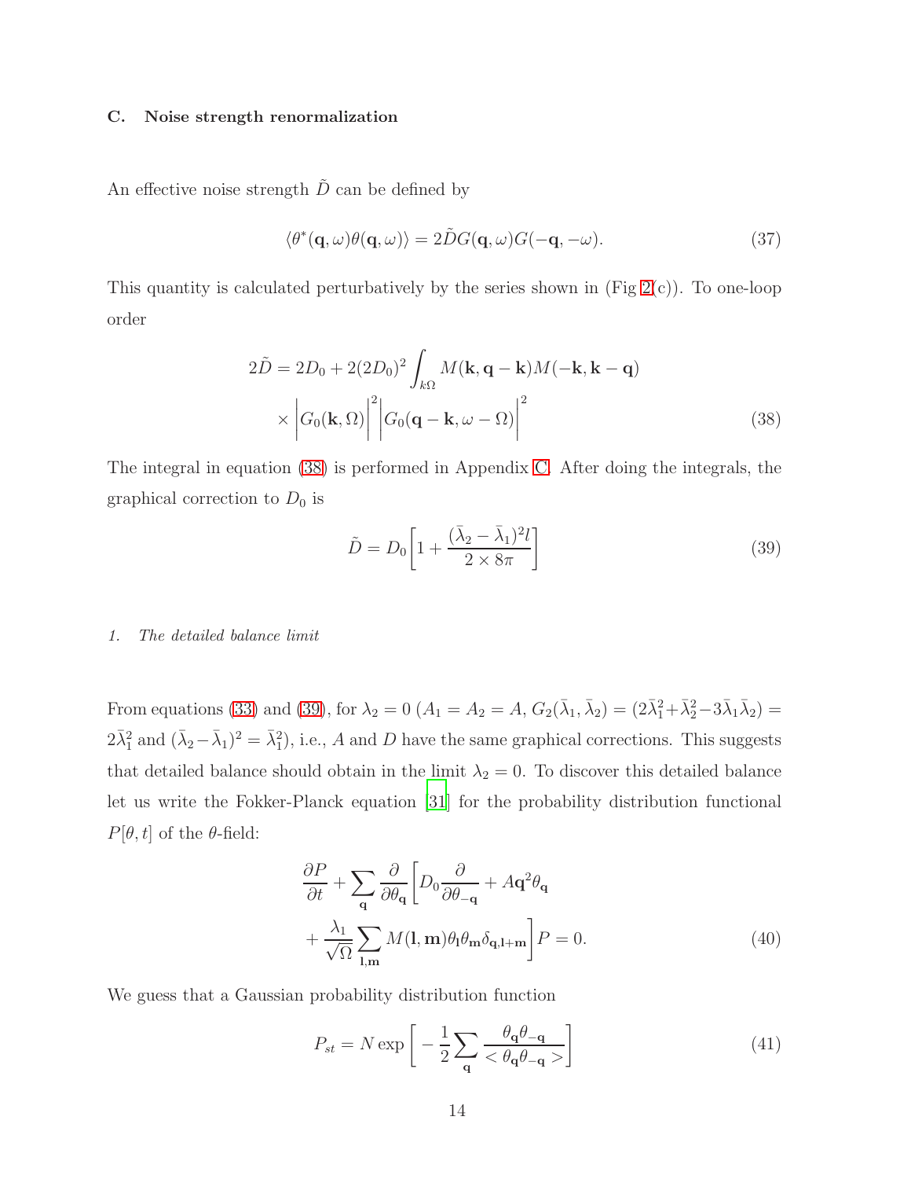### C. Noise strength renormalization

An effective noise strength $\tilde{D}$ can be defined by

$$\langle \theta^*(\mathbf{q},\omega)\theta(\mathbf{q},\omega)\rangle = 2\tilde{D}G(\mathbf{q},\omega)G(-\mathbf{q},-\omega). \tag{37}$$

This quantity is calculated perturbatively by the series shown in (Fig 2(c)). To one-loop order

$$\begin{aligned} 2\tilde{D} = 2D_0 + 2(2D_0)^2 \int_{k\Omega} M(\mathbf{k},\mathbf{q}-\mathbf{k})M(-\mathbf{k},\mathbf{k}-\mathbf{q}) \\ \times \left|G_0(\mathbf{k},\Omega)\right|^2 \left|G_0(\mathbf{q}-\mathbf{k},\omega-\Omega)\right|^2 \end{aligned} \tag{38}$$

The integral in equation (38) is performed in Appendix C. After doing the integrals, the graphical correction to $D_0$ is

$$\tilde{D} = D_0\left[1 + \frac{(\bar{\lambda}_2 - \bar{\lambda}_1)^2 l}{2\times 8\pi}\right] \tag{39}$$

#### 1. *The detailed balance limit*

From equations (33) and (39), for $\lambda_2 = 0$ ($A_1 = A_2 = A$, $G_2(\bar{\lambda}_1,\bar{\lambda}_2) = (2\bar{\lambda}_1^2 + \bar{\lambda}_2^2 - 3\bar{\lambda}_1\bar{\lambda}_2) = 2\bar{\lambda}_1^2$ and $(\bar{\lambda}_2 - \bar{\lambda}_1)^2 = \bar{\lambda}_1^2$), i.e., $A$ and $D$ have the same graphical corrections. This suggests that detailed balance should obtain in the limit $\lambda_2 = 0$. To discover this detailed balance let us write the Fokker-Planck equation [31] for the probability distribution functional $P[\theta, t]$ of the $\theta$-field:

$$\begin{aligned} \frac{\partial P}{\partial t} + \sum_{\mathbf{q}} \frac{\partial}{\partial \theta_{\mathbf{q}}}\Bigg[D_0 \frac{\partial}{\partial \theta_{-\mathbf{q}}} + A\mathbf{q}^2\theta_{\mathbf{q}} \\ + \frac{\lambda_1}{\sqrt{\Omega}} \sum_{\mathbf{l},\mathbf{m}} M(\mathbf{l},\mathbf{m})\theta_{\mathbf{l}}\theta_{\mathbf{m}}\delta_{\mathbf{q},\mathbf{l}+\mathbf{m}}\Bigg]P = 0. \end{aligned} \tag{40}$$

We guess that a Gaussian probability distribution function

$$P_{st} = N \exp\left[-\frac{1}{2}\sum_{\mathbf{q}} \frac{\theta_{\mathbf{q}}\theta_{-\mathbf{q}}}{<\theta_{\mathbf{q}}\theta_{-\mathbf{q}}>}\right] \tag{41}$$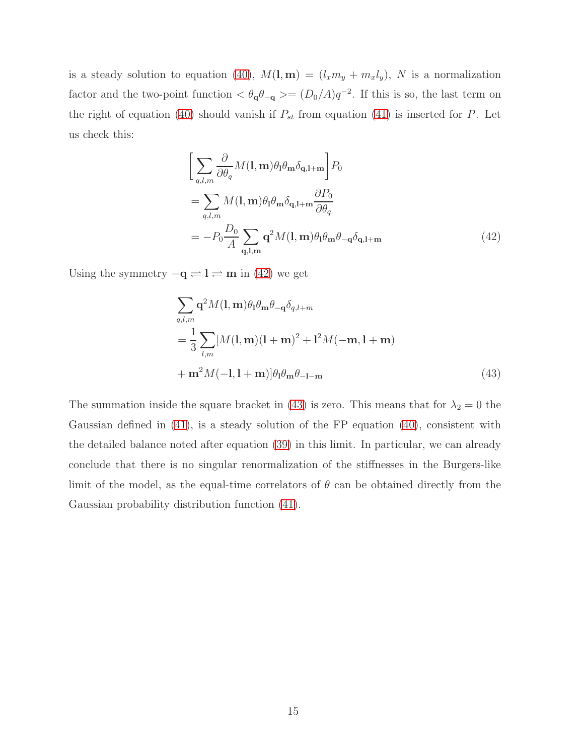is a steady solution to equation (40), $M(\mathbf{l},\mathbf{m}) = (l_x m_y + m_x l_y)$, $N$ is a normalization factor and the two-point function $< \theta_{\mathbf{q}}\theta_{-\mathbf{q}} >= (D_0/A)q^{-2}$. If this is so, the last term on the right of equation (40) should vanish if $P_{st}$ from equation (41) is inserted for $P$. Let us check this:

$$
\begin{aligned}
&\left[\sum_{q,l,m} \frac{\partial}{\partial \theta_q} M(\mathbf{l},\mathbf{m})\theta_{\mathbf{l}}\theta_{\mathbf{m}}\delta_{\mathbf{q},\mathbf{l}+\mathbf{m}}\right] P_0 \\
&= \sum_{q,l,m} M(\mathbf{l},\mathbf{m})\theta_{\mathbf{l}}\theta_{\mathbf{m}}\delta_{\mathbf{q},\mathbf{l}+\mathbf{m}} \frac{\partial P_0}{\partial \theta_q} \\
&= -P_0 \frac{D_0}{A} \sum_{\mathbf{q},\mathbf{l},\mathbf{m}} \mathbf{q}^2 M(\mathbf{l},\mathbf{m})\theta_{\mathbf{l}}\theta_{\mathbf{m}}\theta_{-\mathbf{q}}\delta_{\mathbf{q},\mathbf{l}+\mathbf{m}}
\end{aligned}
\tag{42}
$$

Using the symmetry $-\mathbf{q} \rightleftharpoons \mathbf{l} \rightleftharpoons \mathbf{m}$ in (42) we get

$$
\begin{aligned}
&\sum_{q,l,m} \mathbf{q}^2 M(\mathbf{l},\mathbf{m})\theta_{\mathbf{l}}\theta_{\mathbf{m}}\theta_{-\mathbf{q}}\delta_{q,l+m} \\
&= \frac{1}{3}\sum_{l,m} [M(\mathbf{l},\mathbf{m})(\mathbf{l}+\mathbf{m})^2 + \mathbf{l}^2 M(-\mathbf{m},\mathbf{l}+\mathbf{m}) \\
&+ \mathbf{m}^2 M(-\mathbf{l},\mathbf{l}+\mathbf{m})]\theta_{\mathbf{l}}\theta_{\mathbf{m}}\theta_{-\mathbf{l}-\mathbf{m}}
\end{aligned}
\tag{43}
$$

The summation inside the square bracket in (43) is zero. This means that for $\lambda_2 = 0$ the Gaussian defined in (41), is a steady solution of the FP equation (40), consistent with the detailed balance noted after equation (39) in this limit. In particular, we can already conclude that there is no singular renormalization of the stiffnesses in the Burgers-like limit of the model, as the equal-time correlators of $\theta$ can be obtained directly from the Gaussian probability distribution function (41).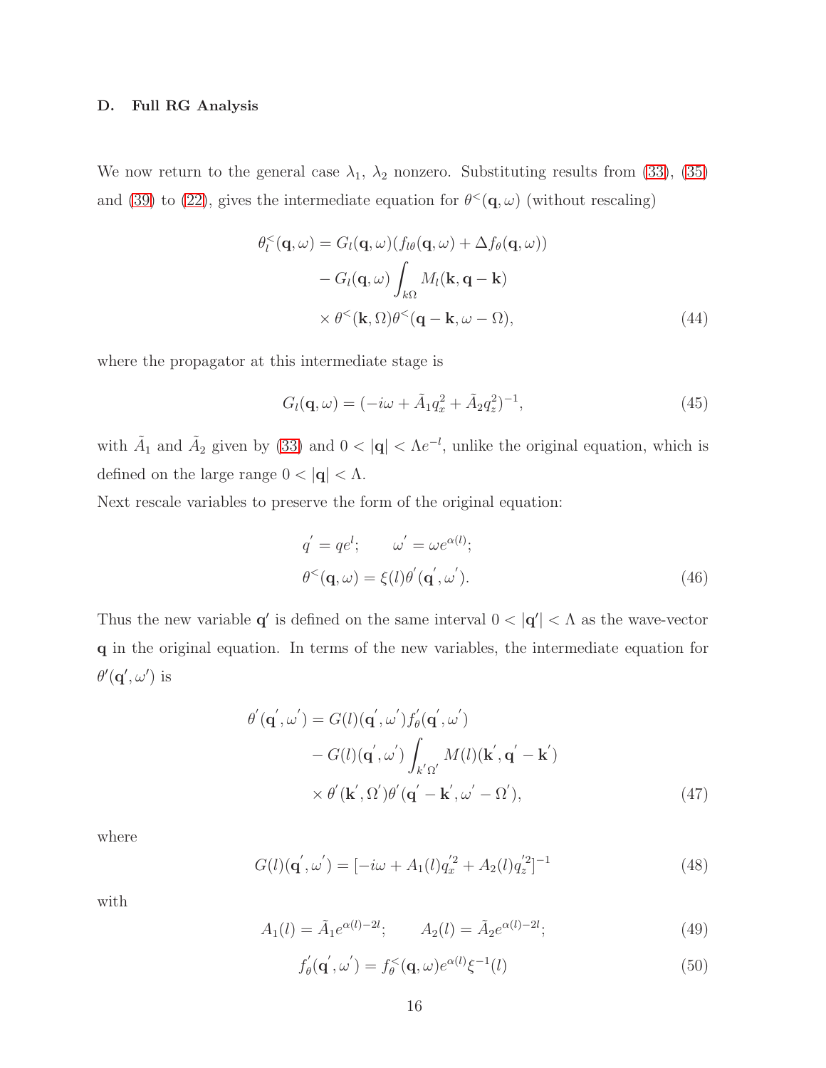### D. Full RG Analysis

We now return to the general case $\lambda_1$, $\lambda_2$ nonzero. Substituting results from (33), (35) and (39) to (22), gives the intermediate equation for $\theta^<(\mathbf{q},\omega)$ (without rescaling)

$$
\begin{aligned}
\theta_l^<(\mathbf{q},\omega) &= G_l(\mathbf{q},\omega)(f_{l\theta}(\mathbf{q},\omega) + \Delta f_\theta(\mathbf{q},\omega)) \\
&\quad - G_l(\mathbf{q},\omega)\int_{k\Omega} M_l(\mathbf{k},\mathbf{q}-\mathbf{k}) \\
&\quad \times \theta^<(\mathbf{k},\Omega)\theta^<(\mathbf{q}-\mathbf{k},\omega-\Omega),
\end{aligned}
\tag{44}
$$

where the propagator at this intermediate stage is

$$
G_l(\mathbf{q},\omega) = (-i\omega + \tilde{A}_1 q_x^2 + \tilde{A}_2 q_z^2)^{-1}, \tag{45}
$$

with $\tilde{A}_1$ and $\tilde{A}_2$ given by (33) and $0 < |\mathbf{q}| < \Lambda e^{-l}$, unlike the original equation, which is defined on the large range $0 < |\mathbf{q}| < \Lambda$.

Next rescale variables to preserve the form of the original equation:

$$
\begin{aligned}
&q' = qe^l; \qquad \omega' = \omega e^{\alpha(l)}; \\
&\theta^<(\mathbf{q},\omega) = \xi(l)\theta'(\mathbf{q}',\omega').
\end{aligned}
\tag{46}
$$

Thus the new variable $\mathbf{q}'$ is defined on the same interval $0 < |\mathbf{q}'| < \Lambda$ as the wave-vector $\mathbf{q}$ in the original equation. In terms of the new variables, the intermediate equation for $\theta'(\mathbf{q}',\omega')$ is

$$
\begin{aligned}
\theta'(\mathbf{q}',\omega') &= G(l)(\mathbf{q}',\omega')f_\theta'(\mathbf{q}',\omega') \\
&\quad - G(l)(\mathbf{q}',\omega')\int_{k'\Omega'} M(l)(\mathbf{k}',\mathbf{q}'-\mathbf{k}') \\
&\quad \times \theta'(\mathbf{k}',\Omega')\theta'(\mathbf{q}'-\mathbf{k}',\omega'-\Omega'),
\end{aligned}
\tag{47}
$$

where

$$
G(l)(\mathbf{q}',\omega') = [-i\omega + A_1(l)q_x'^2 + A_2(l)q_z'^2]^{-1} \tag{48}
$$

with

$$
A_1(l) = \tilde{A}_1 e^{\alpha(l)-2l}; \qquad A_2(l) = \tilde{A}_2 e^{\alpha(l)-2l}; \tag{49}
$$

$$
f_\theta'(\mathbf{q}',\omega') = f_\theta^<(\mathbf{q},\omega)e^{\alpha(l)}\xi^{-1}(l) \tag{50}
$$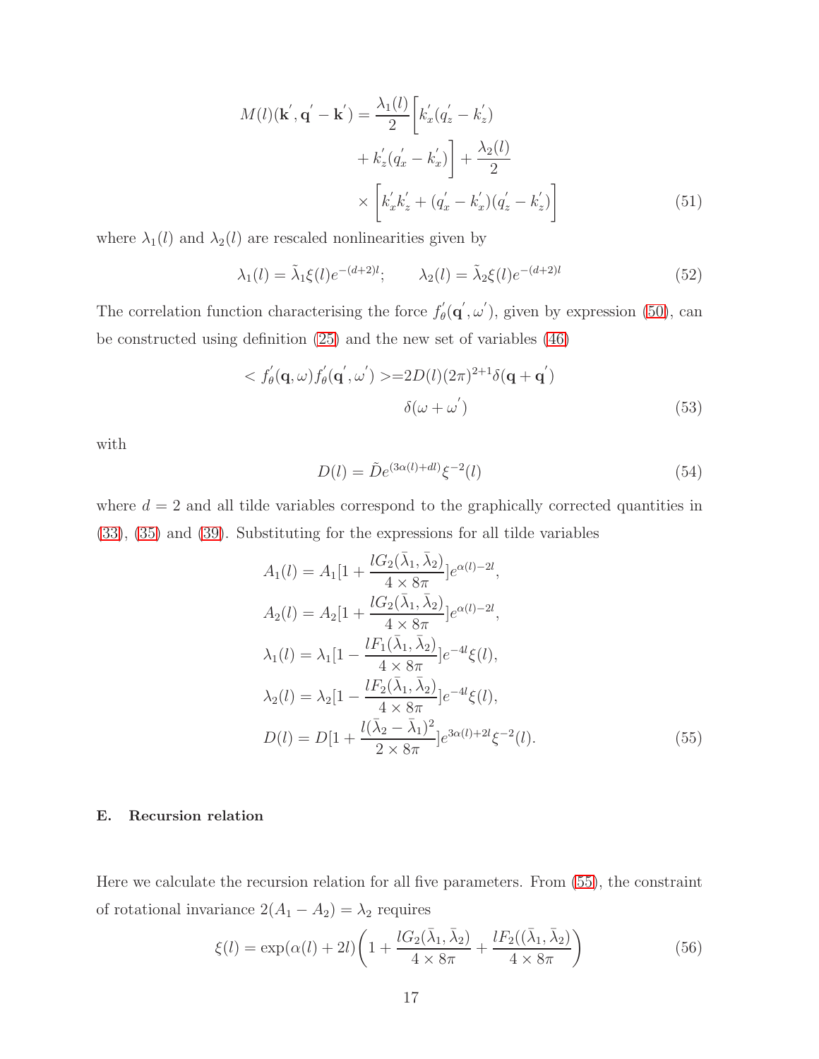$$
\begin{aligned}
M(l)(\mathbf{k}^{'}, \mathbf{q}^{'} - \mathbf{k}^{'}) = \frac{\lambda_1(l)}{2} \Bigg[ & k_x^{'}(q_z^{'} - k_z^{'}) \\
& + k_z^{'}(q_x^{'} - k_x^{'}) \Bigg] + \frac{\lambda_2(l)}{2} \\
& \times \Bigg[ k_x^{'} k_z^{'} + (q_x^{'} - k_x^{'})(q_z^{'} - k_z^{'}) \Bigg]
\end{aligned} \tag{51}
$$

where $\lambda_1(l)$ and $\lambda_2(l)$ are rescaled nonlinearities given by

$$
\lambda_1(l) = \tilde{\lambda}_1 \xi(l) e^{-(d+2)l}; \qquad \lambda_2(l) = \tilde{\lambda}_2 \xi(l) e^{-(d+2)l} \tag{52}
$$

The correlation function characterising the force $f_\theta^{'}(\mathbf{q}^{'}, \omega^{'})$, given by expression (50), can be constructed using definition (25) and the new set of variables (46)

$$
\begin{aligned}
< f_\theta^{'}(\mathbf{q}, \omega) f_\theta^{'}(\mathbf{q}^{'}, \omega^{'}) > = & 2D(l)(2\pi)^{2+1} \delta(\mathbf{q} + \mathbf{q}^{'}) \\
& \delta(\omega + \omega^{'})
\end{aligned} \tag{53}
$$

with

$$
D(l) = \tilde{D} e^{(3\alpha(l) + dl)} \xi^{-2}(l) \tag{54}
$$

where $d = 2$ and all tilde variables correspond to the graphically corrected quantities in (33), (35) and (39). Substituting for the expressions for all tilde variables

$$
\begin{aligned}
A_1(l) &= A_1 [1 + \frac{l G_2(\bar{\lambda}_1, \bar{\lambda}_2)}{4 \times 8\pi}] e^{\alpha(l) - 2l}, \\
A_2(l) &= A_2 [1 + \frac{l G_2(\bar{\lambda}_1, \bar{\lambda}_2)}{4 \times 8\pi}] e^{\alpha(l) - 2l}, \\
\lambda_1(l) &= \lambda_1 [1 - \frac{l F_1(\bar{\lambda}_1, \bar{\lambda}_2)}{4 \times 8\pi}] e^{-4l} \xi(l), \\
\lambda_2(l) &= \lambda_2 [1 - \frac{l F_2(\bar{\lambda}_1, \bar{\lambda}_2)}{4 \times 8\pi}] e^{-4l} \xi(l), \\
D(l) &= D [1 + \frac{l (\bar{\lambda}_2 - \bar{\lambda}_1)^2}{2 \times 8\pi}] e^{3\alpha(l) + 2l} \xi^{-2}(l).
\end{aligned} \tag{55}
$$

### E. Recursion relation

Here we calculate the recursion relation for all five parameters. From (55), the constraint of rotational invariance $2(A_1 - A_2) = \lambda_2$ requires

$$
\xi(l) = \exp(\alpha(l) + 2l) \left( 1 + \frac{l G_2(\bar{\lambda}_1, \bar{\lambda}_2)}{4 \times 8\pi} + \frac{l F_2((\bar{\lambda}_1, \bar{\lambda}_2)}{4 \times 8\pi} \right) \tag{56}
$$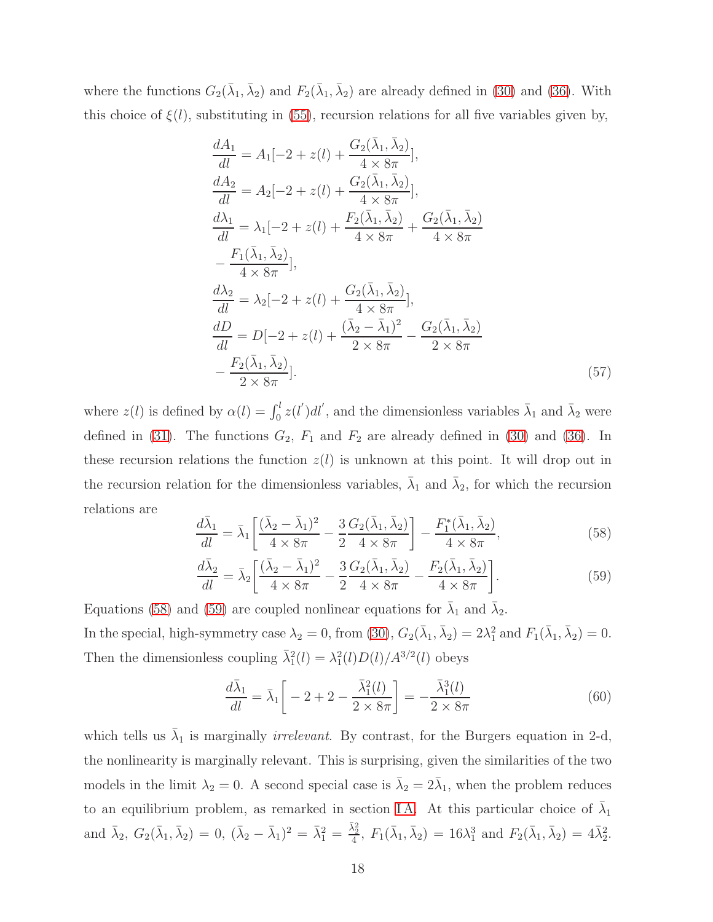where the functions $G_2(\bar{\lambda}_1, \bar{\lambda}_2)$ and $F_2(\bar{\lambda}_1, \bar{\lambda}_2)$ are already defined in (30) and (36). With this choice of $\xi(l)$, substituting in (55), recursion relations for all five variables given by,

$$
\begin{aligned}
\frac{dA_1}{dl} &= A_1[-2 + z(l) + \frac{G_2(\bar{\lambda}_1, \bar{\lambda}_2)}{4 \times 8\pi}], \\
\frac{dA_2}{dl} &= A_2[-2 + z(l) + \frac{G_2(\bar{\lambda}_1, \bar{\lambda}_2)}{4 \times 8\pi}], \\
\frac{d\lambda_1}{dl} &= \lambda_1[-2 + z(l) + \frac{F_2(\bar{\lambda}_1, \bar{\lambda}_2)}{4 \times 8\pi} + \frac{G_2(\bar{\lambda}_1, \bar{\lambda}_2)}{4 \times 8\pi} \\
&- \frac{F_1(\bar{\lambda}_1, \bar{\lambda}_2)}{4 \times 8\pi}], \\
\frac{d\lambda_2}{dl} &= \lambda_2[-2 + z(l) + \frac{G_2(\bar{\lambda}_1, \bar{\lambda}_2)}{4 \times 8\pi}], \\
\frac{dD}{dl} &= D[-2 + z(l) + \frac{(\bar{\lambda}_2 - \bar{\lambda}_1)^2}{2 \times 8\pi} - \frac{G_2(\bar{\lambda}_1, \bar{\lambda}_2)}{2 \times 8\pi} \\
&- \frac{F_2(\bar{\lambda}_1, \bar{\lambda}_2)}{2 \times 8\pi}].
\end{aligned} \tag{57}
$$

where $z(l)$ is defined by $\alpha(l) = \int_0^l z(l')dl'$, and the dimensionless variables $\bar{\lambda}_1$ and $\bar{\lambda}_2$ were defined in (31). The functions $G_2$, $F_1$ and $F_2$ are already defined in (30) and (36). In these recursion relations the function $z(l)$ is unknown at this point. It will drop out in the recursion relation for the dimensionless variables, $\bar{\lambda}_1$ and $\bar{\lambda}_2$, for which the recursion relations are

$$
\frac{d\bar{\lambda}_1}{dl} = \bar{\lambda}_1\left[\frac{(\bar{\lambda}_2 - \bar{\lambda}_1)^2}{4 \times 8\pi} - \frac{3}{2}\frac{G_2(\bar{\lambda}_1, \bar{\lambda}_2)}{4 \times 8\pi}\right] - \frac{F_1^*(\bar{\lambda}_1, \bar{\lambda}_2)}{4 \times 8\pi}, \tag{58}
$$

$$
\frac{d\bar{\lambda}_2}{dl} = \bar{\lambda}_2\left[\frac{(\bar{\lambda}_2 - \bar{\lambda}_1)^2}{4 \times 8\pi} - \frac{3}{2}\frac{G_2(\bar{\lambda}_1, \bar{\lambda}_2)}{4 \times 8\pi} - \frac{F_2(\bar{\lambda}_1, \bar{\lambda}_2)}{4 \times 8\pi}\right]. \tag{59}
$$

Equations (58) and (59) are coupled nonlinear equations for $\bar{\lambda}_1$ and $\bar{\lambda}_2$.

In the special, high-symmetry case $\lambda_2 = 0$, from (30), $G_2(\bar{\lambda}_1, \bar{\lambda}_2) = 2\lambda_1^2$ and $F_1(\bar{\lambda}_1, \bar{\lambda}_2) = 0$. Then the dimensionless coupling $\bar{\lambda}_1^2(l) = \lambda_1^2(l)D(l)/A^{3/2}(l)$ obeys

$$
\frac{d\bar{\lambda}_1}{dl} = \bar{\lambda}_1\left[-2 + 2 - \frac{\bar{\lambda}_1^2(l)}{2 \times 8\pi}\right] = -\frac{\bar{\lambda}_1^3(l)}{2 \times 8\pi} \tag{60}
$$

which tells us $\bar{\lambda}_1$ is marginally *irrelevant*. By contrast, for the Burgers equation in 2-d, the nonlinearity is marginally relevant. This is surprising, given the similarities of the two models in the limit $\lambda_2 = 0$. A second special case is $\bar{\lambda}_2 = 2\bar{\lambda}_1$, when the problem reduces to an equilibrium problem, as remarked in section I A. At this particular choice of $\bar{\lambda}_1$ and $\bar{\lambda}_2$, $G_2(\bar{\lambda}_1, \bar{\lambda}_2) = 0$, $(\bar{\lambda}_2 - \bar{\lambda}_1)^2 = \bar{\lambda}_1^2 = \frac{\bar{\lambda}_2^2}{4}$, $F_1(\bar{\lambda}_1, \bar{\lambda}_2) = 16\lambda_1^3$ and $F_2(\bar{\lambda}_1, \bar{\lambda}_2) = 4\bar{\lambda}_2^2$.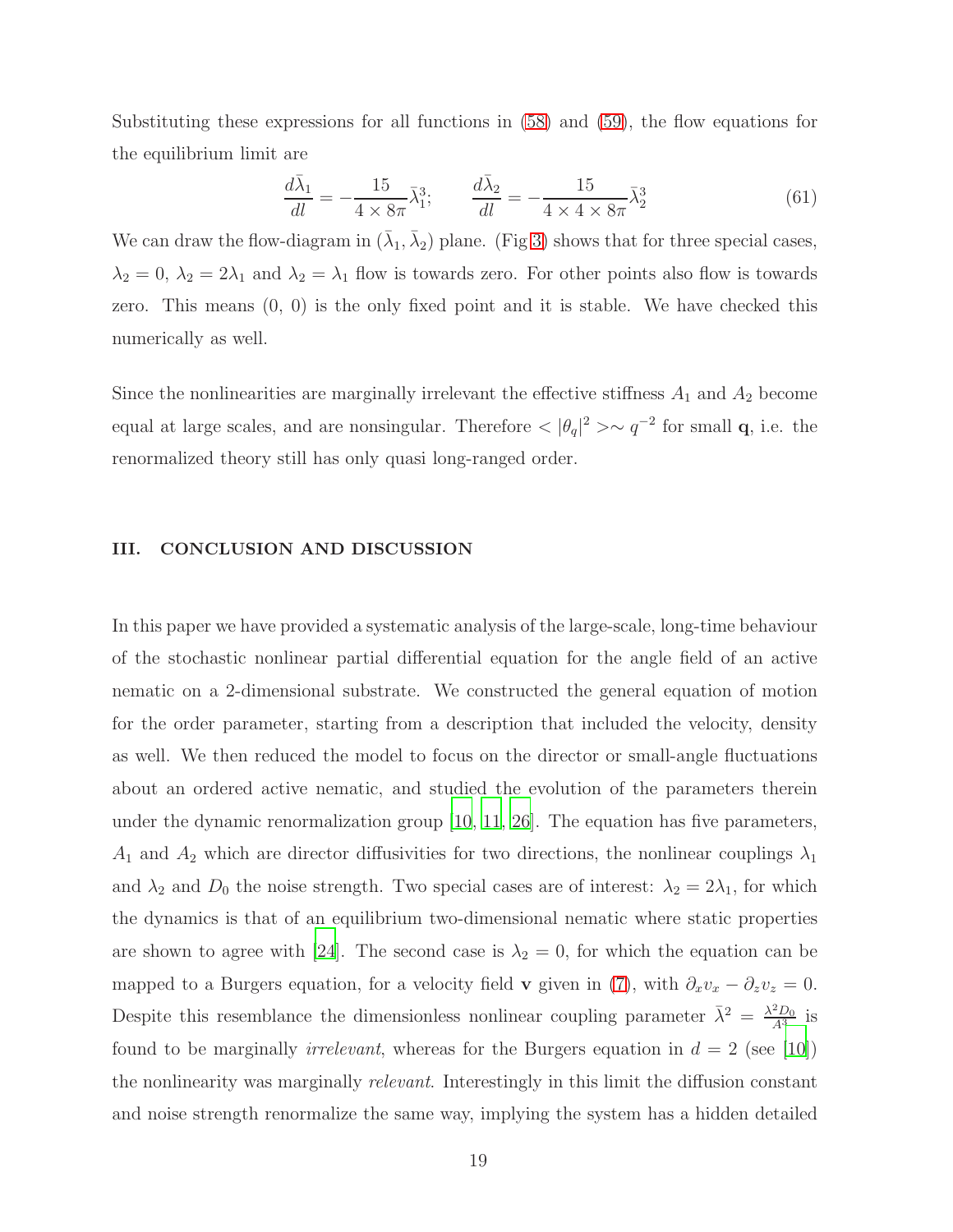Substituting these expressions for all functions in (58) and (59), the flow equations for the equilibrium limit are

$$\frac{d\bar{\lambda}_1}{dl} = -\frac{15}{4\times 8\pi}\bar{\lambda}_1^3; \qquad \frac{d\bar{\lambda}_2}{dl} = -\frac{15}{4\times 4\times 8\pi}\bar{\lambda}_2^3 \tag{61}$$

We can draw the flow-diagram in $(\bar{\lambda}_1, \bar{\lambda}_2)$ plane. (Fig 3) shows that for three special cases, $\lambda_2 = 0$, $\lambda_2 = 2\lambda_1$ and $\lambda_2 = \lambda_1$ flow is towards zero. For other points also flow is towards zero. This means (0, 0) is the only fixed point and it is stable. We have checked this numerically as well.

Since the nonlinearities are marginally irrelevant the effective stiffness $A_1$ and $A_2$ become equal at large scales, and are nonsingular. Therefore $<|\theta_q|^2> \sim q^{-2}$ for small $\mathbf{q}$, i.e. the renormalized theory still has only quasi long-ranged order.

## III. CONCLUSION AND DISCUSSION

In this paper we have provided a systematic analysis of the large-scale, long-time behaviour of the stochastic nonlinear partial differential equation for the angle field of an active nematic on a 2-dimensional substrate. We constructed the general equation of motion for the order parameter, starting from a description that included the velocity, density as well. We then reduced the model to focus on the director or small-angle fluctuations about an ordered active nematic, and studied the evolution of the parameters therein under the dynamic renormalization group [10, 11, 26]. The equation has five parameters, $A_1$ and $A_2$ which are director diffusivities for two directions, the nonlinear couplings $\lambda_1$ and $\lambda_2$ and $D_0$ the noise strength. Two special cases are of interest: $\lambda_2 = 2\lambda_1$, for which the dynamics is that of an equilibrium two-dimensional nematic where static properties are shown to agree with [24]. The second case is $\lambda_2 = 0$, for which the equation can be mapped to a Burgers equation, for a velocity field $\mathbf{v}$ given in (7), with $\partial_x v_x - \partial_z v_z = 0$. Despite this resemblance the dimensionless nonlinear coupling parameter $\bar{\lambda}^2 = \frac{\lambda^2 D_0}{A^3}$ is found to be marginally *irrelevant*, whereas for the Burgers equation in $d = 2$ (see [10]) the nonlinearity was marginally *relevant*. Interestingly in this limit the diffusion constant and noise strength renormalize the same way, implying the system has a hidden detailed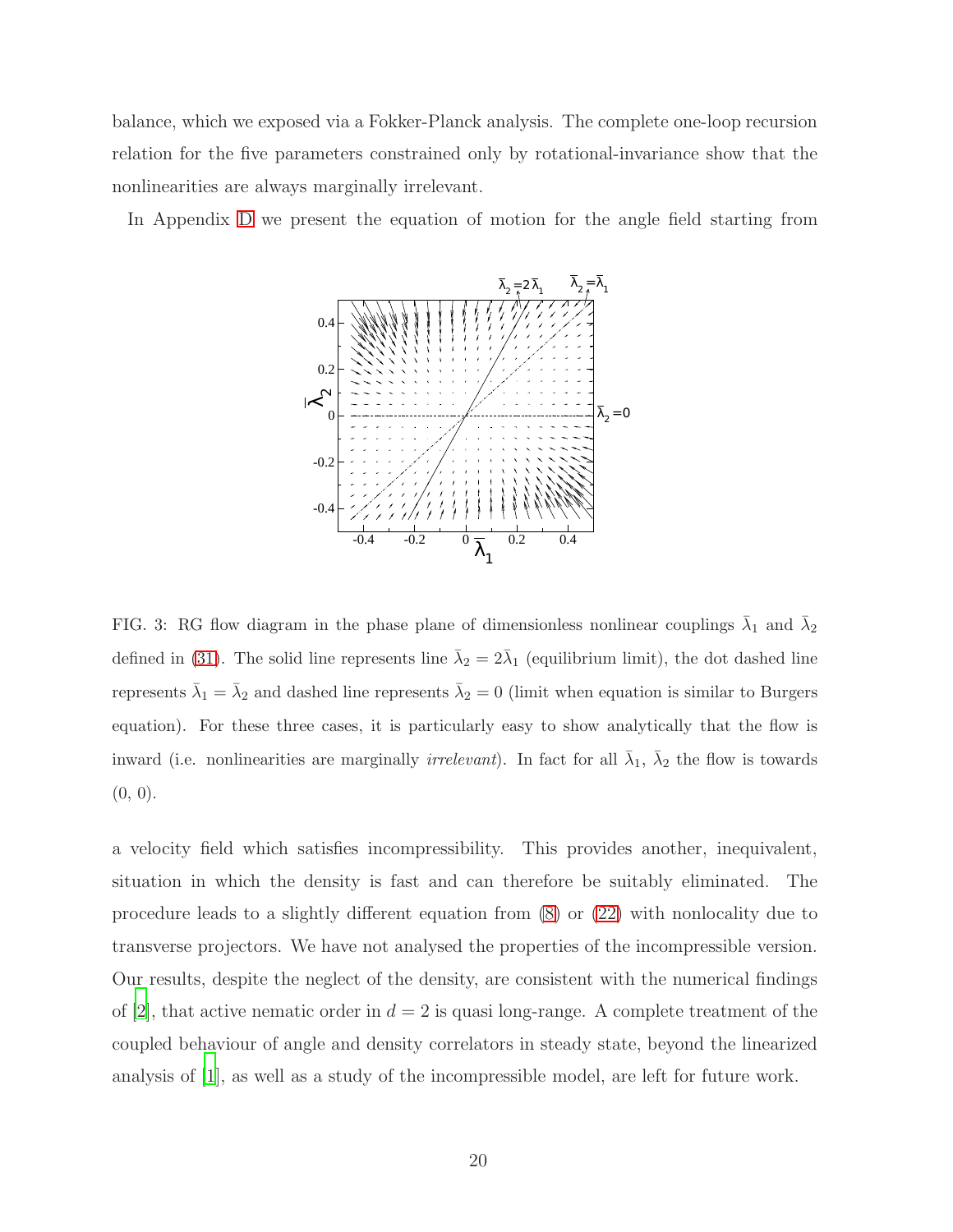balance, which we exposed via a Fokker-Planck analysis. The complete one-loop recursion relation for the five parameters constrained only by rotational-invariance show that the nonlinearities are always marginally irrelevant.

In Appendix D we present the equation of motion for the angle field starting from a velocity field which satisfies incompressibility. This provides another, inequivalent, situation in which the density is fast and can therefore be suitably eliminated. The procedure leads to a slightly different equation from (8) or (22) with nonlocality due to transverse projectors. We have not analysed the properties of the incompressible version. Our results, despite the neglect of the density, are consistent with the numerical findings of [2], that active nematic order in $d = 2$ is quasi long-range. A complete treatment of the coupled behaviour of angle and density correlators in steady state, beyond the linearized analysis of [1], as well as a study of the incompressible model, are left for future work.

FIG. 3: RG flow diagram in the phase plane of dimensionless nonlinear couplings $\bar{\lambda}_1$ and $\bar{\lambda}_2$ defined in (31). The solid line represents line $\bar{\lambda}_2 = 2\bar{\lambda}_1$ (equilibrium limit), the dot dashed line represents $\bar{\lambda}_1 = \bar{\lambda}_2$ and dashed line represents $\bar{\lambda}_2 = 0$ (limit when equation is similar to Burgers equation). For these three cases, it is particularly easy to show analytically that the flow is inward (i.e. nonlinearities are marginally *irrelevant*). In fact for all $\bar{\lambda}_1$, $\bar{\lambda}_2$ the flow is towards (0, 0).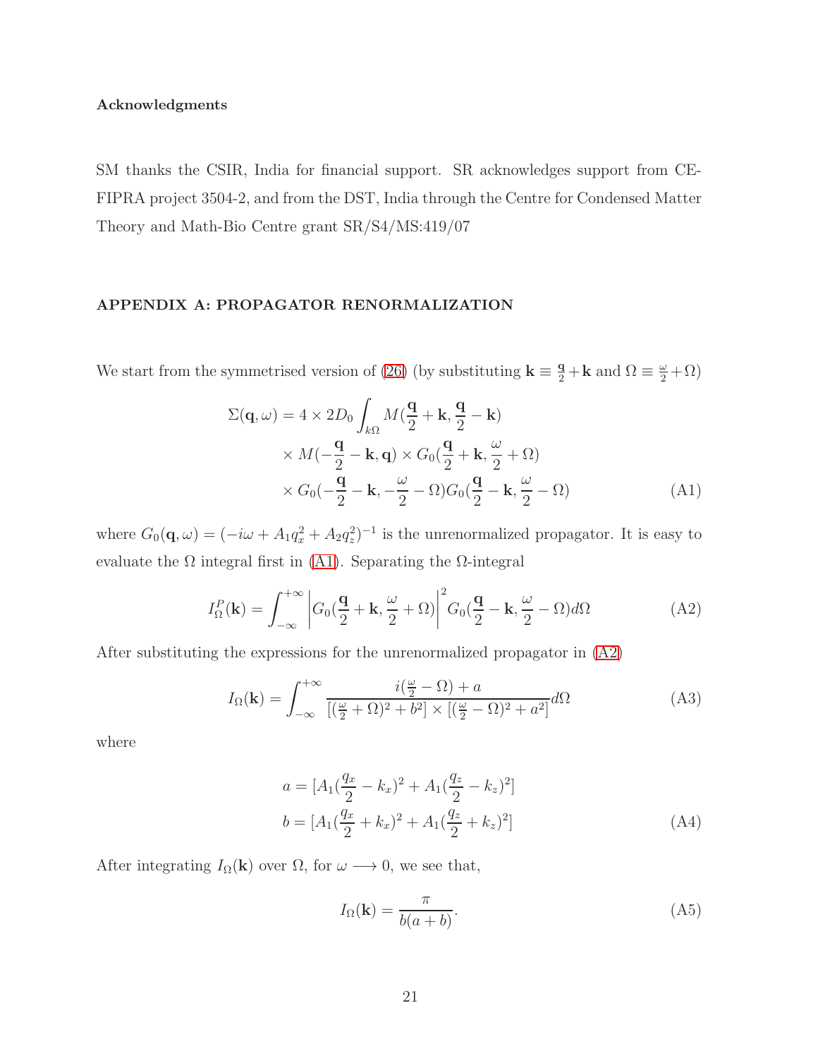**Acknowledgments**

SM thanks the CSIR, India for financial support. SR acknowledges support from CE-FIPRA project 3504-2, and from the DST, India through the Centre for Condensed Matter Theory and Math-Bio Centre grant SR/S4/MS:419/07

## APPENDIX A: PROPAGATOR RENORMALIZATION

We start from the symmetrised version of (26) (by substituting $\mathbf{k} \equiv \frac{\mathbf{q}}{2} + \mathbf{k}$ and $\Omega \equiv \frac{\omega}{2} + \Omega$)

$$
\begin{aligned}
\Sigma(\mathbf{q}, \omega) = 4 \times 2D_0 \int_{k\Omega} & M(\frac{\mathbf{q}}{2} + \mathbf{k}, \frac{\mathbf{q}}{2} - \mathbf{k}) \\
& \times M(-\frac{\mathbf{q}}{2} - \mathbf{k}, \mathbf{q}) \times G_0(\frac{\mathbf{q}}{2} + \mathbf{k}, \frac{\omega}{2} + \Omega) \\
& \times G_0(-\frac{\mathbf{q}}{2} - \mathbf{k}, -\frac{\omega}{2} - \Omega) G_0(\frac{\mathbf{q}}{2} - \mathbf{k}, \frac{\omega}{2} - \Omega)
\end{aligned}
\tag{A1}
$$

where $G_0(\mathbf{q}, \omega) = (-i\omega + A_1 q_x^2 + A_2 q_z^2)^{-1}$ is the unrenormalized propagator. It is easy to evaluate the $\Omega$ integral first in (A1). Separating the $\Omega$-integral

$$
I_\Omega^P(\mathbf{k}) = \int_{-\infty}^{+\infty} \left| G_0(\frac{\mathbf{q}}{2} + \mathbf{k}, \frac{\omega}{2} + \Omega) \right|^2 G_0(\frac{\mathbf{q}}{2} - \mathbf{k}, \frac{\omega}{2} - \Omega) d\Omega \tag{A2}
$$

After substituting the expressions for the unrenormalized propagator in (A2)

$$
I_\Omega(\mathbf{k}) = \int_{-\infty}^{+\infty} \frac{i(\frac{\omega}{2} - \Omega) + a}{[(\frac{\omega}{2} + \Omega)^2 + b^2] \times [(\frac{\omega}{2} - \Omega)^2 + a^2]} d\Omega \tag{A3}
$$

where

$$
\begin{aligned}
a &= [A_1(\frac{q_x}{2} - k_x)^2 + A_1(\frac{q_z}{2} - k_z)^2] \\
b &= [A_1(\frac{q_x}{2} + k_x)^2 + A_1(\frac{q_z}{2} + k_z)^2]
\end{aligned}
\tag{A4}
$$

After integrating $I_\Omega(\mathbf{k})$ over $\Omega$, for $\omega \longrightarrow 0$, we see that,

$$
I_\Omega(\mathbf{k}) = \frac{\pi}{b(a+b)}. \tag{A5}
$$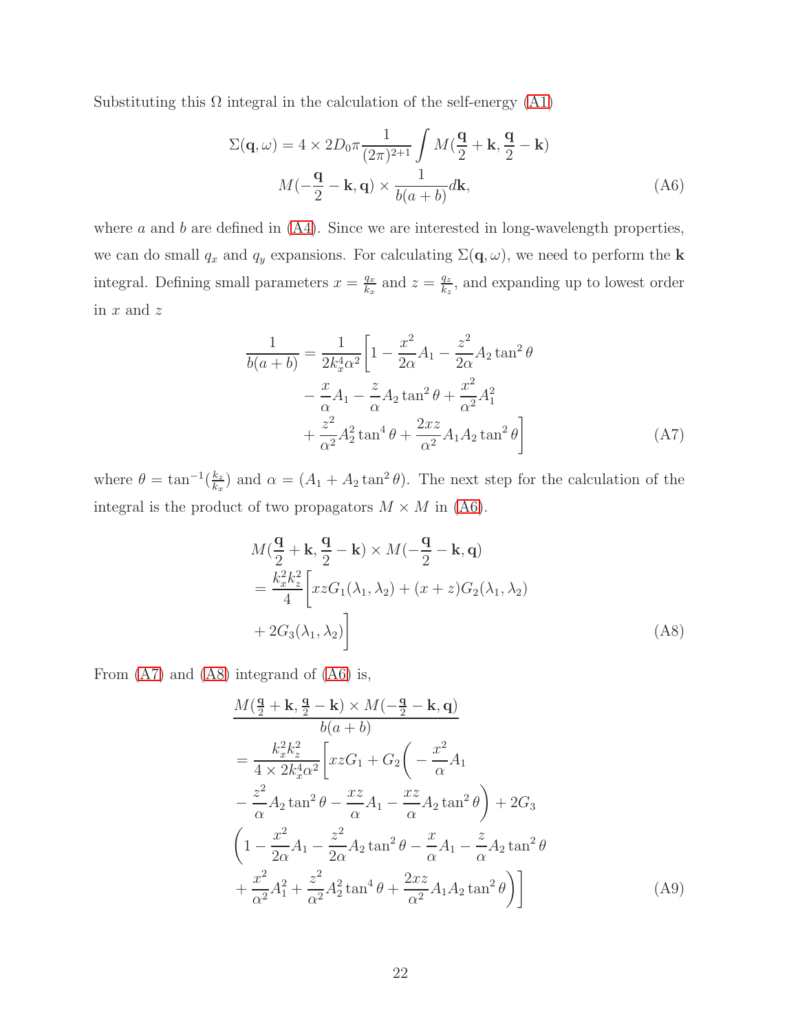Substituting this $\Omega$ integral in the calculation of the self-energy (A1)

$$\Sigma(\mathbf{q},\omega) = 4 \times 2D_0\pi \frac{1}{(2\pi)^{2+1}} \int M(\frac{\mathbf{q}}{2}+\mathbf{k}, \frac{\mathbf{q}}{2}-\mathbf{k}) \\ M(-\frac{\mathbf{q}}{2}-\mathbf{k},\mathbf{q}) \times \frac{1}{b(a+b)} d\mathbf{k}, \tag{A6}$$

where $a$ and $b$ are defined in (A4). Since we are interested in long-wavelength properties, we can do small $q_x$ and $q_y$ expansions. For calculating $\Sigma(\mathbf{q},\omega)$, we need to perform the $\mathbf{k}$ integral. Defining small parameters $x = \frac{q_x}{k_x}$ and $z = \frac{q_z}{k_z}$, and expanding up to lowest order in $x$ and $z$

$$\frac{1}{b(a+b)} = \frac{1}{2k_x^4\alpha^2}\Big[1 - \frac{x^2}{2\alpha}A_1 - \frac{z^2}{2\alpha}A_2\tan^2\theta \\ - \frac{x}{\alpha}A_1 - \frac{z}{\alpha}A_2\tan^2\theta + \frac{x^2}{\alpha^2}A_1^2 \\ + \frac{z^2}{\alpha^2}A_2^2\tan^4\theta + \frac{2xz}{\alpha^2}A_1A_2\tan^2\theta\Big] \tag{A7}$$

where $\theta = \tan^{-1}(\frac{k_z}{k_x})$ and $\alpha = (A_1 + A_2\tan^2\theta)$. The next step for the calculation of the integral is the product of two propagators $M \times M$ in (A6).

$$M(\frac{\mathbf{q}}{2}+\mathbf{k}, \frac{\mathbf{q}}{2}-\mathbf{k}) \times M(-\frac{\mathbf{q}}{2}-\mathbf{k},\mathbf{q}) \\ = \frac{k_x^2k_z^2}{4}\Big[xzG_1(\lambda_1,\lambda_2) + (x+z)G_2(\lambda_1,\lambda_2) \\ + 2G_3(\lambda_1,\lambda_2)\Big] \tag{A8}$$

From (A7) and (A8) integrand of (A6) is,

$$\frac{M(\frac{\mathbf{q}}{2}+\mathbf{k}, \frac{\mathbf{q}}{2}-\mathbf{k}) \times M(-\frac{\mathbf{q}}{2}-\mathbf{k},\mathbf{q})}{b(a+b)} \\ = \frac{k_x^2k_z^2}{4\times 2k_x^4\alpha^2}\Big[xzG_1 + G_2\Big(-\frac{x^2}{\alpha}A_1 \\ - \frac{z^2}{\alpha}A_2\tan^2\theta - \frac{xz}{\alpha}A_1 - \frac{xz}{\alpha}A_2\tan^2\theta\Big) + 2G_3 \\ \Big(1 - \frac{x^2}{2\alpha}A_1 - \frac{z^2}{2\alpha}A_2\tan^2\theta - \frac{x}{\alpha}A_1 - \frac{z}{\alpha}A_2\tan^2\theta \\ + \frac{x^2}{\alpha^2}A_1^2 + \frac{z^2}{\alpha^2}A_2^2\tan^4\theta + \frac{2xz}{\alpha^2}A_1A_2\tan^2\theta\Big)\Big] \tag{A9}$$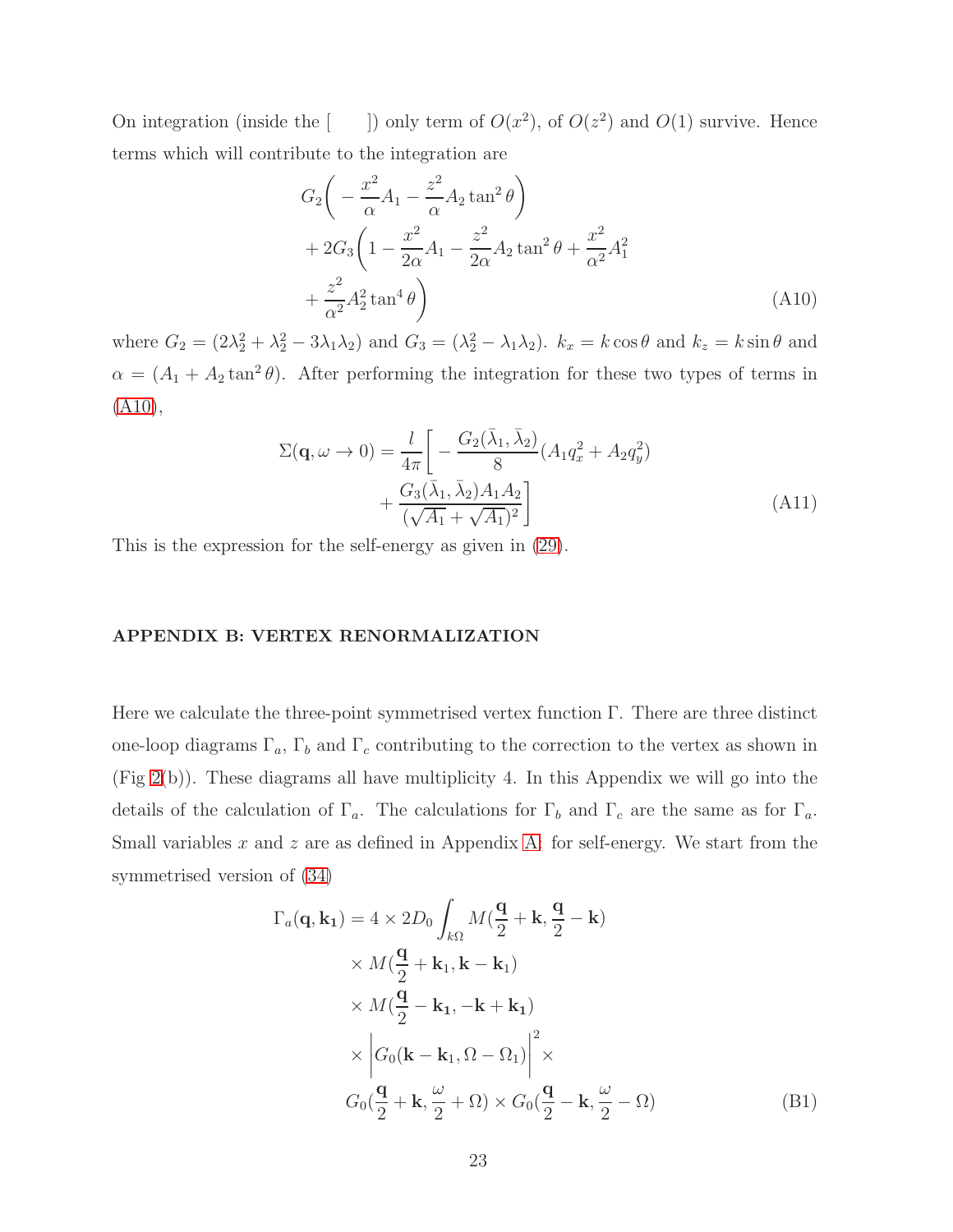On integration (inside the [ ]) only term of $O(x^2)$, of $O(z^2)$ and $O(1)$ survive. Hence terms which will contribute to the integration are

$$
\begin{aligned}
& G_2\bigg( - \frac{x^2}{\alpha} A_1 - \frac{z^2}{\alpha} A_2 \tan^2\theta \bigg) \\
& + 2G_3\bigg( 1 - \frac{x^2}{2\alpha} A_1 - \frac{z^2}{2\alpha} A_2 \tan^2\theta + \frac{x^2}{\alpha^2} A_1^2 \\
& + \frac{z^2}{\alpha^2} A_2^2 \tan^4\theta \bigg)
\end{aligned}
\tag{A10}
$$

where $G_2 = (2\lambda_2^2 + \lambda_2^2 - 3\lambda_1\lambda_2)$ and $G_3 = (\lambda_2^2 - \lambda_1\lambda_2)$. $k_x = k\cos\theta$ and $k_z = k\sin\theta$ and $\alpha = (A_1 + A_2\tan^2\theta)$. After performing the integration for these two types of terms in (A10),

$$
\begin{aligned}
\Sigma(\mathbf{q}, \omega \to 0) = \frac{l}{4\pi}\bigg[ & - \frac{G_2(\bar{\lambda}_1, \bar{\lambda}_2)}{8}(A_1 q_x^2 + A_2 q_y^2) \\
& + \frac{G_3(\bar{\lambda}_1, \bar{\lambda}_2) A_1 A_2}{(\sqrt{A_1} + \sqrt{A_1})^2} \bigg]
\end{aligned}
\tag{A11}
$$

This is the expression for the self-energy as given in (29).

## APPENDIX B: VERTEX RENORMALIZATION

Here we calculate the three-point symmetrised vertex function $\Gamma$. There are three distinct one-loop diagrams $\Gamma_a$, $\Gamma_b$ and $\Gamma_c$ contributing to the correction to the vertex as shown in (Fig 2(b)). These diagrams all have multiplicity 4. In this Appendix we will go into the details of the calculation of $\Gamma_a$. The calculations for $\Gamma_b$ and $\Gamma_c$ are the same as for $\Gamma_a$. Small variables $x$ and $z$ are as defined in Appendix A: for self-energy. We start from the symmetrised version of (34)

$$
\begin{aligned}
\Gamma_a(\mathbf{q}, \mathbf{k_1}) = 4 \times 2D_0 \int_{k\Omega} & M(\frac{\mathbf{q}}{2} + \mathbf{k}, \frac{\mathbf{q}}{2} - \mathbf{k}) \\
& \times M(\frac{\mathbf{q}}{2} + \mathbf{k}_1, \mathbf{k} - \mathbf{k}_1) \\
& \times M(\frac{\mathbf{q}}{2} - \mathbf{k_1}, -\mathbf{k} + \mathbf{k_1}) \\
& \times \bigg| G_0(\mathbf{k} - \mathbf{k}_1, \Omega - \Omega_1) \bigg|^2 \times \\
G_0(\frac{\mathbf{q}}{2} + \mathbf{k}, & \frac{\omega}{2} + \Omega) \times G_0(\frac{\mathbf{q}}{2} - \mathbf{k}, \frac{\omega}{2} - \Omega)
\end{aligned}
\tag{B1}
$$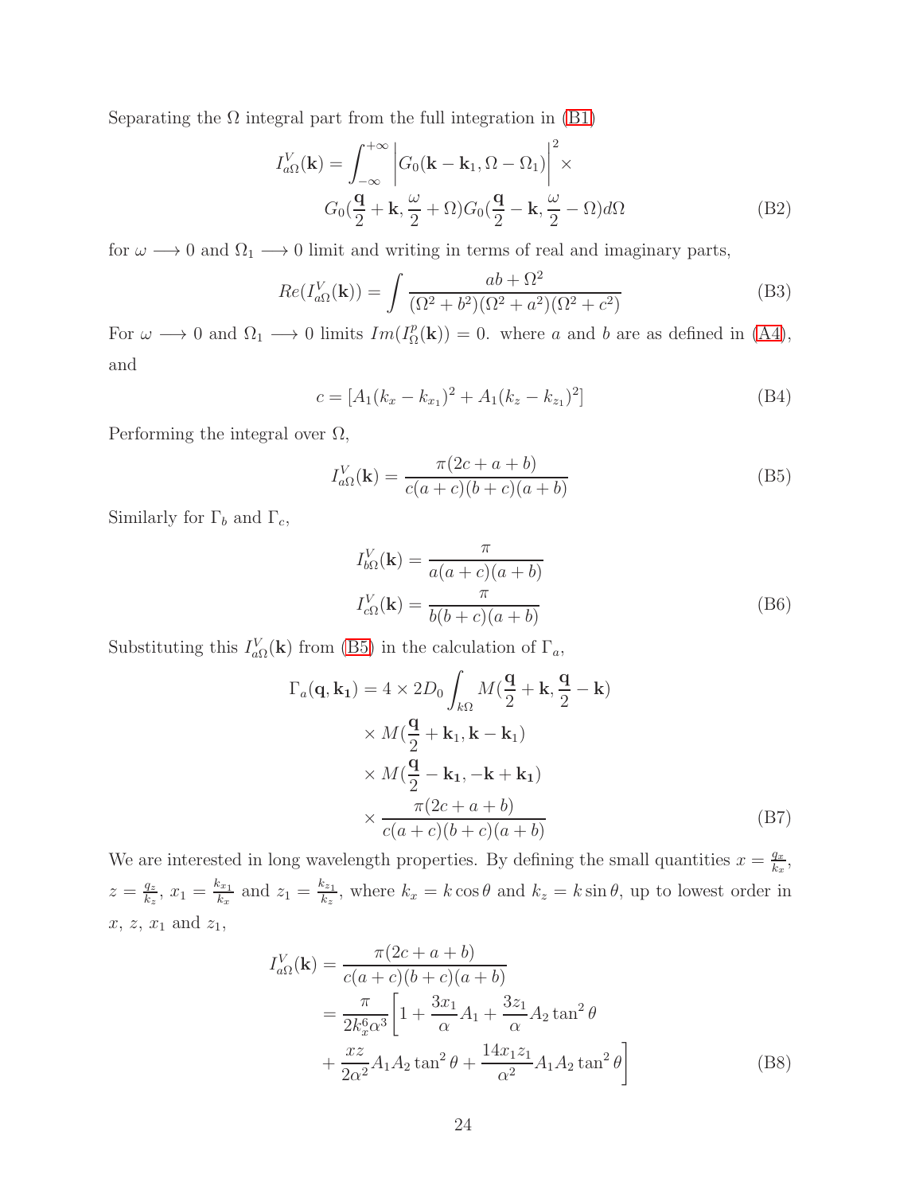Separating the $\Omega$ integral part from the full integration in (B1)

$$I^V_{a\Omega}(\mathbf{k}) = \int_{-\infty}^{+\infty} \left| G_0(\mathbf{k}-\mathbf{k}_1, \Omega - \Omega_1)\right|^2 \times$$
$$G_0(\frac{\mathbf{q}}{2}+\mathbf{k}, \frac{\omega}{2}+\Omega) G_0(\frac{\mathbf{q}}{2}-\mathbf{k}, \frac{\omega}{2}-\Omega) d\Omega \tag{B2}$$

for $\omega \longrightarrow 0$ and $\Omega_1 \longrightarrow 0$ limit and writing in terms of real and imaginary parts,

$$Re(I^V_{a\Omega}(\mathbf{k})) = \int \frac{ab+\Omega^2}{(\Omega^2+b^2)(\Omega^2+a^2)(\Omega^2+c^2)} \tag{B3}$$

For $\omega \longrightarrow 0$ and $\Omega_1 \longrightarrow 0$ limits $Im(I^p_\Omega(\mathbf{k})) = 0$. where $a$ and $b$ are as defined in (A4), and

$$c = [A_1(k_x - k_{x_1})^2 + A_1(k_z - k_{z_1})^2] \tag{B4}$$

Performing the integral over $\Omega$,

$$I^V_{a\Omega}(\mathbf{k}) = \frac{\pi(2c+a+b)}{c(a+c)(b+c)(a+b)} \tag{B5}$$

Similarly for $\Gamma_b$ and $\Gamma_c$,

$$I^V_{b\Omega}(\mathbf{k}) = \frac{\pi}{a(a+c)(a+b)}$$
$$I^V_{c\Omega}(\mathbf{k}) = \frac{\pi}{b(b+c)(a+b)} \tag{B6}$$

Substituting this $I^V_{a\Omega}(\mathbf{k})$ from (B5) in the calculation of $\Gamma_a$,

$$\Gamma_a(\mathbf{q}, \mathbf{k_1}) = 4 \times 2D_0 \int_{k\Omega} M(\frac{\mathbf{q}}{2}+\mathbf{k}, \frac{\mathbf{q}}{2}-\mathbf{k})$$
$$\times M(\frac{\mathbf{q}}{2}+\mathbf{k}_1, \mathbf{k}-\mathbf{k}_1)$$
$$\times M(\frac{\mathbf{q}}{2}-\mathbf{k_1}, -\mathbf{k}+\mathbf{k_1})$$
$$\times \frac{\pi(2c+a+b)}{c(a+c)(b+c)(a+b)} \tag{B7}$$

We are interested in long wavelength properties. By defining the small quantities $x = \frac{q_x}{k_x}$, $z = \frac{q_z}{k_z}$, $x_1 = \frac{k_{x_1}}{k_x}$ and $z_1 = \frac{k_{z_1}}{k_z}$, where $k_x = k\cos\theta$ and $k_z = k \sin\theta$, up to lowest order in $x$, $z$, $x_1$ and $z_1$,

$$I^V_{a\Omega}(\mathbf{k}) = \frac{\pi(2c+a+b)}{c(a+c)(b+c)(a+b)}$$
$$= \frac{\pi}{2k_x^6\alpha^3}\left[1 + \frac{3x_1}{\alpha}A_1 + \frac{3z_1}{\alpha}A_2\tan^2\theta\right.$$
$$\left. + \frac{xz}{2\alpha^2}A_1A_2\tan^2\theta + \frac{14x_1z_1}{\alpha^2}A_1A_2\tan^2\theta\right] \tag{B8}$$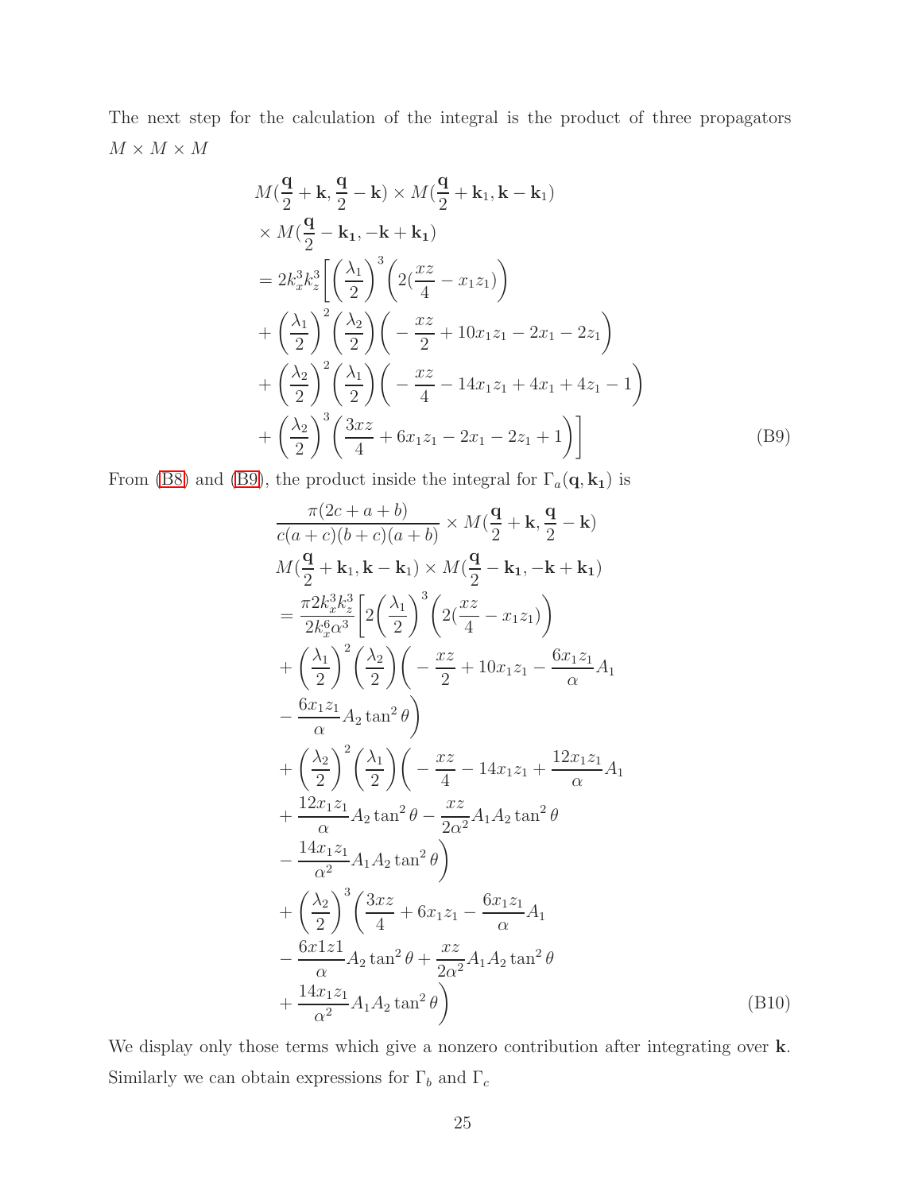The next step for the calculation of the integral is the product of three propagators $M \times M \times M$

$$
\begin{aligned}
& M(\frac{\mathbf{q}}{2}+\mathbf{k}, \frac{\mathbf{q}}{2}-\mathbf{k}) \times M(\frac{\mathbf{q}}{2}+\mathbf{k}_1, \mathbf{k}-\mathbf{k}_1) \\
& \times M(\frac{\mathbf{q}}{2}-\mathbf{k_1}, -\mathbf{k}+\mathbf{k_1}) \\
& = 2k_x^3 k_z^3 \Bigg[ \left(\frac{\lambda_1}{2}\right)^3 \left( 2(\frac{xz}{4} - x_1 z_1) \right) \\
& + \left(\frac{\lambda_1}{2}\right)^2 \left(\frac{\lambda_2}{2}\right) \left( -\frac{xz}{2} + 10x_1 z_1 - 2x_1 - 2z_1 \right) \\
& + \left(\frac{\lambda_2}{2}\right)^2 \left(\frac{\lambda_1}{2}\right) \left( -\frac{xz}{4} - 14x_1 z_1 + 4x_1 + 4z_1 - 1 \right) \\
& + \left(\frac{\lambda_2}{2}\right)^3 \left( \frac{3xz}{4} + 6x_1 z_1 - 2x_1 - 2z_1 + 1 \right) \Bigg]
\end{aligned}
\tag{B9}
$$

From (B8) and (B9), the product inside the integral for $\Gamma_a(\mathbf{q}, \mathbf{k_1})$ is

$$
\begin{aligned}
& \frac{\pi(2c+a+b)}{c(a+c)(b+c)(a+b)} \times M(\frac{\mathbf{q}}{2}+\mathbf{k}, \frac{\mathbf{q}}{2}-\mathbf{k}) \\
& M(\frac{\mathbf{q}}{2}+\mathbf{k}_1, \mathbf{k}-\mathbf{k}_1) \times M(\frac{\mathbf{q}}{2}-\mathbf{k_1}, -\mathbf{k}+\mathbf{k_1}) \\
& = \frac{\pi 2 k_x^3 k_z^3}{2k_x^6 \alpha^3} \Bigg[ 2\left(\frac{\lambda_1}{2}\right)^3 \left( 2(\frac{xz}{4} - x_1 z_1) \right) \\
& + \left(\frac{\lambda_1}{2}\right)^2 \left(\frac{\lambda_2}{2}\right) \Bigg( -\frac{xz}{2} + 10x_1 z_1 - \frac{6x_1 z_1}{\alpha} A_1 \\
& - \frac{6x_1 z_1}{\alpha} A_2 \tan^2\theta \Bigg) \\
& + \left(\frac{\lambda_2}{2}\right)^2 \left(\frac{\lambda_1}{2}\right) \Bigg( -\frac{xz}{4} - 14x_1 z_1 + \frac{12x_1 z_1}{\alpha} A_1 \\
& + \frac{12x_1 z_1}{\alpha} A_2 \tan^2\theta - \frac{xz}{2\alpha^2} A_1 A_2 \tan^2\theta \\
& - \frac{14x_1 z_1}{\alpha^2} A_1 A_2 \tan^2\theta \Bigg) \\
& + \left(\frac{\lambda_2}{2}\right)^3 \Bigg( \frac{3xz}{4} + 6x_1 z_1 - \frac{6x_1 z_1}{\alpha} A_1 \\
& - \frac{6x1z1}{\alpha} A_2 \tan^2\theta + \frac{xz}{2\alpha^2} A_1 A_2 \tan^2\theta \\
& + \frac{14x_1 z_1}{\alpha^2} A_1 A_2 \tan^2\theta \Bigg)
\end{aligned}
\tag{B10}
$$

We display only those terms which give a nonzero contribution after integrating over $\mathbf{k}$. Similarly we can obtain expressions for $\Gamma_b$ and $\Gamma_c$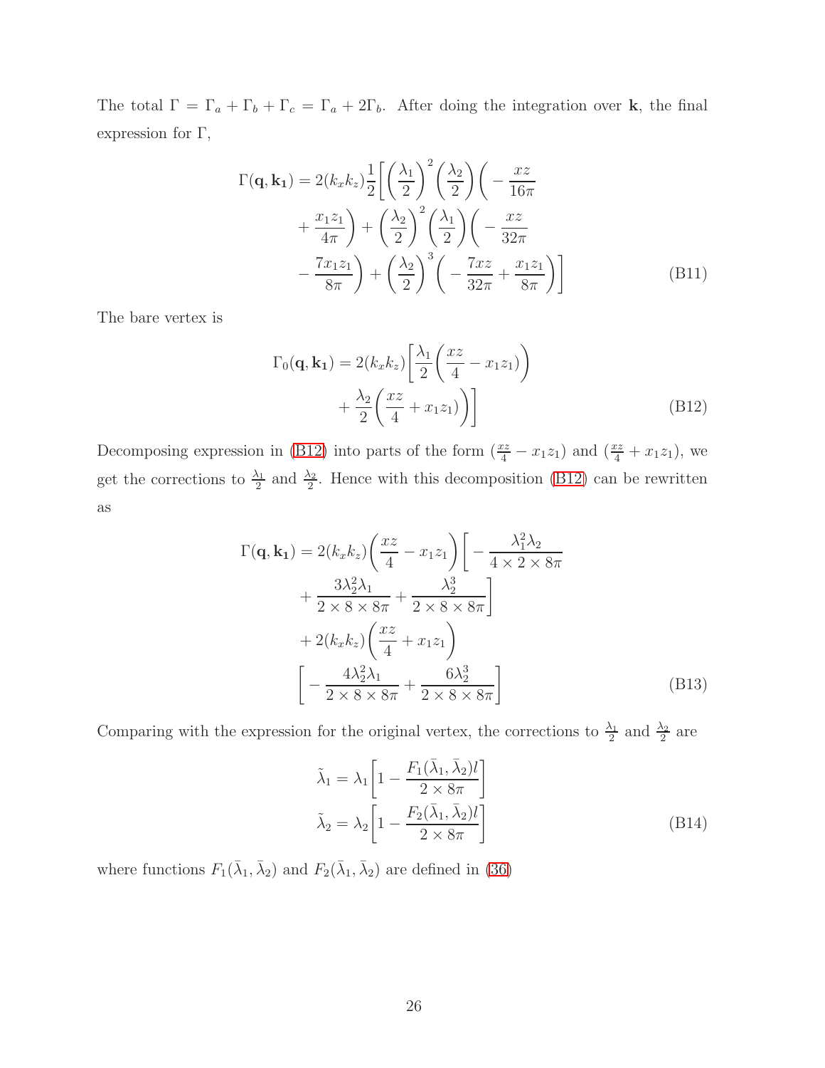The total $\Gamma = \Gamma_a + \Gamma_b + \Gamma_c = \Gamma_a + 2\Gamma_b$. After doing the integration over $\mathbf{k}$, the final expression for $\Gamma$,

$$
\begin{aligned}
\Gamma(\mathbf{q}, \mathbf{k_1}) = 2(k_x k_z)\frac{1}{2}\bigg[\bigg(\frac{\lambda_1}{2}\bigg)^2\bigg(\frac{\lambda_2}{2}\bigg)\bigg(-\frac{xz}{16\pi} \\
+ \frac{x_1 z_1}{4\pi}\bigg) + \bigg(\frac{\lambda_2}{2}\bigg)^2\bigg(\frac{\lambda_1}{2}\bigg)\bigg(-\frac{xz}{32\pi} \\
- \frac{7x_1 z_1}{8\pi}\bigg) + \bigg(\frac{\lambda_2}{2}\bigg)^3\bigg(-\frac{7xz}{32\pi} + \frac{x_1 z_1}{8\pi}\bigg)\bigg]
\end{aligned}
\tag{B11}
$$

The bare vertex is

$$
\begin{aligned}
\Gamma_0(\mathbf{q}, \mathbf{k_1}) = 2(k_x k_z)\bigg[\frac{\lambda_1}{2}\bigg(\frac{xz}{4} - x_1 z_1\bigg) \\
+ \frac{\lambda_2}{2}\bigg(\frac{xz}{4} + x_1 z_1\bigg)\bigg]
\end{aligned}
\tag{B12}
$$

Decomposing expression in (B12) into parts of the form $(\frac{xz}{4} - x_1 z_1)$ and $(\frac{xz}{4} + x_1 z_1)$, we get the corrections to $\frac{\lambda_1}{2}$ and $\frac{\lambda_2}{2}$. Hence with this decomposition (B12) can be rewritten as

$$
\begin{aligned}
\Gamma(\mathbf{q}, \mathbf{k_1}) = 2(k_x k_z)\bigg(\frac{xz}{4} - x_1 z_1\bigg)\bigg[-\frac{\lambda_1^2 \lambda_2}{4 \times 2 \times 8\pi} \\
+ \frac{3\lambda_2^2 \lambda_1}{2 \times 8 \times 8\pi} + \frac{\lambda_2^3}{2 \times 8 \times 8\pi}\bigg] \\
+ 2(k_x k_z)\bigg(\frac{xz}{4} + x_1 z_1\bigg) \\
\bigg[-\frac{4\lambda_2^2 \lambda_1}{2 \times 8 \times 8\pi} + \frac{6\lambda_2^3}{2 \times 8 \times 8\pi}\bigg]
\end{aligned}
\tag{B13}
$$

Comparing with the expression for the original vertex, the corrections to $\frac{\lambda_1}{2}$ and $\frac{\lambda_2}{2}$ are

$$
\begin{aligned}
\tilde{\lambda}_1 = \lambda_1\bigg[1 - \frac{F_1(\bar{\lambda}_1, \bar{\lambda}_2)l}{2 \times 8\pi}\bigg] \\
\tilde{\lambda}_2 = \lambda_2\bigg[1 - \frac{F_2(\bar{\lambda}_1, \bar{\lambda}_2)l}{2 \times 8\pi}\bigg]
\end{aligned}
\tag{B14}
$$

where functions $F_1(\bar{\lambda}_1, \bar{\lambda}_2)$ and $F_2(\bar{\lambda}_1, \bar{\lambda}_2)$ are defined in (36)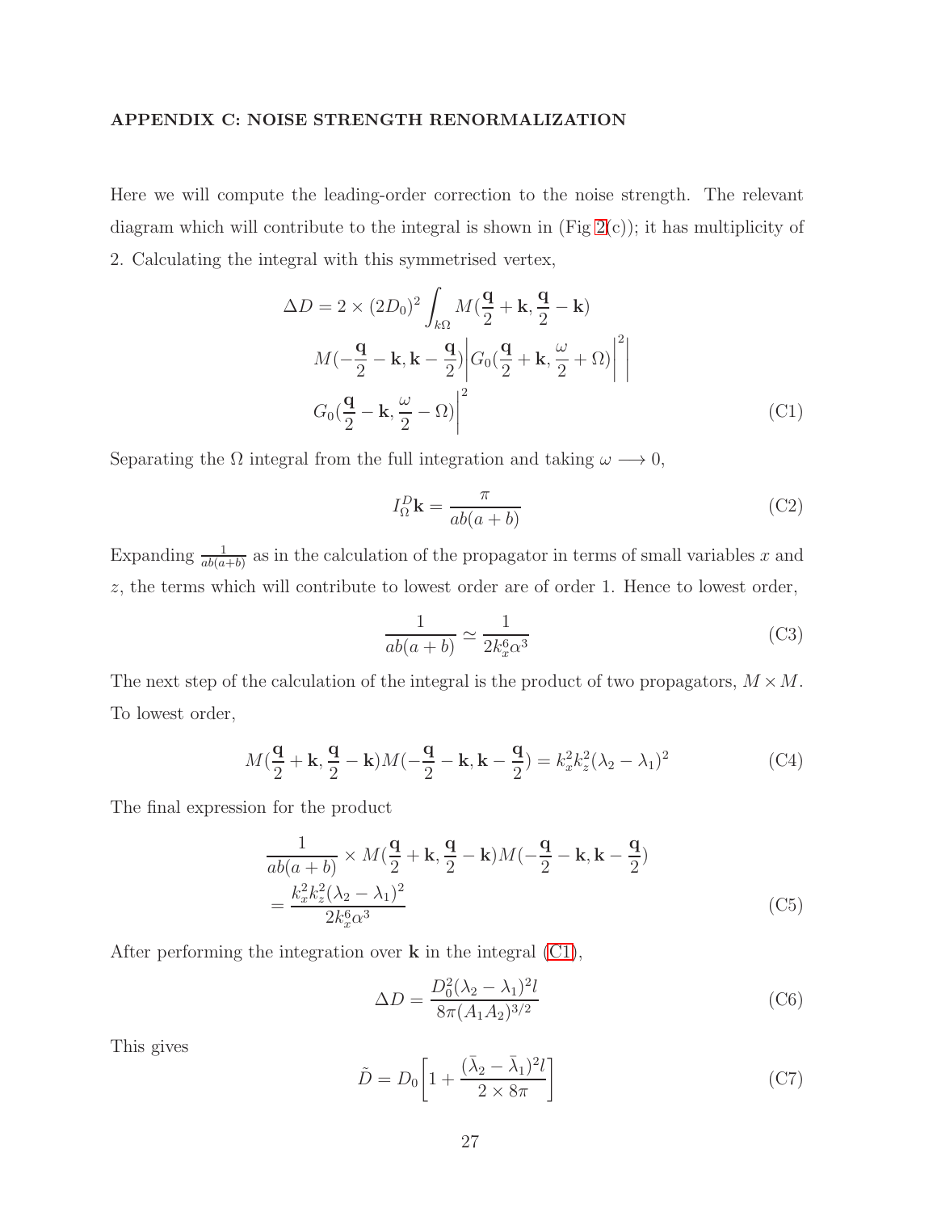### APPENDIX C: NOISE STRENGTH RENORMALIZATION

Here we will compute the leading-order correction to the noise strength. The relevant diagram which will contribute to the integral is shown in (Fig 2(c)); it has multiplicity of 2. Calculating the integral with this symmetrised vertex,

$$
\begin{aligned}
\Delta D = 2 \times (2D_0)^2 \int_{k\Omega} & M(\frac{\mathbf{q}}{2}+\mathbf{k}, \frac{\mathbf{q}}{2}-\mathbf{k}) \\
& M(-\frac{\mathbf{q}}{2}-\mathbf{k}, \mathbf{k}-\frac{\mathbf{q}}{2}) \bigg| G_0(\frac{\mathbf{q}}{2}+\mathbf{k}, \frac{\omega}{2}+\Omega) \bigg|^2 \bigg| \\
& G_0(\frac{\mathbf{q}}{2}-\mathbf{k}, \frac{\omega}{2}-\Omega) \bigg|^2
\end{aligned}
\tag{C1}
$$

Separating the $\Omega$ integral from the full integration and taking $\omega \longrightarrow 0$,

$$
I_{\Omega}^{D}\mathbf{k} = \frac{\pi}{ab(a+b)} \tag{C2}
$$

Expanding $\frac{1}{ab(a+b)}$ as in the calculation of the propagator in terms of small variables $x$ and $z$, the terms which will contribute to lowest order are of order 1. Hence to lowest order,

$$
\frac{1}{ab(a+b)} \simeq \frac{1}{2k_x^6 \alpha^3} \tag{C3}
$$

The next step of the calculation of the integral is the product of two propagators, $M \times M$. To lowest order,

$$
M(\frac{\mathbf{q}}{2}+\mathbf{k}, \frac{\mathbf{q}}{2}-\mathbf{k}) M(-\frac{\mathbf{q}}{2}-\mathbf{k}, \mathbf{k}-\frac{\mathbf{q}}{2}) = k_x^2 k_z^2 (\lambda_2 - \lambda_1)^2 \tag{C4}
$$

The final expression for the product

$$
\begin{aligned}
& \frac{1}{ab(a+b)} \times M(\frac{\mathbf{q}}{2}+\mathbf{k}, \frac{\mathbf{q}}{2}-\mathbf{k}) M(-\frac{\mathbf{q}}{2}-\mathbf{k}, \mathbf{k}-\frac{\mathbf{q}}{2}) \\
& = \frac{k_x^2 k_z^2 (\lambda_2 - \lambda_1)^2}{2k_x^6 \alpha^3}
\end{aligned}
\tag{C5}
$$

After performing the integration over $\mathbf{k}$ in the integral (C1),

$$
\Delta D = \frac{D_0^2 (\lambda_2 - \lambda_1)^2 l}{8\pi (A_1 A_2)^{3/2}} \tag{C6}
$$

This gives

$$
\tilde{D} = D_0 \bigg[ 1 + \frac{(\bar{\lambda}_2 - \bar{\lambda}_1)^2 l}{2 \times 8\pi} \bigg] \tag{C7}
$$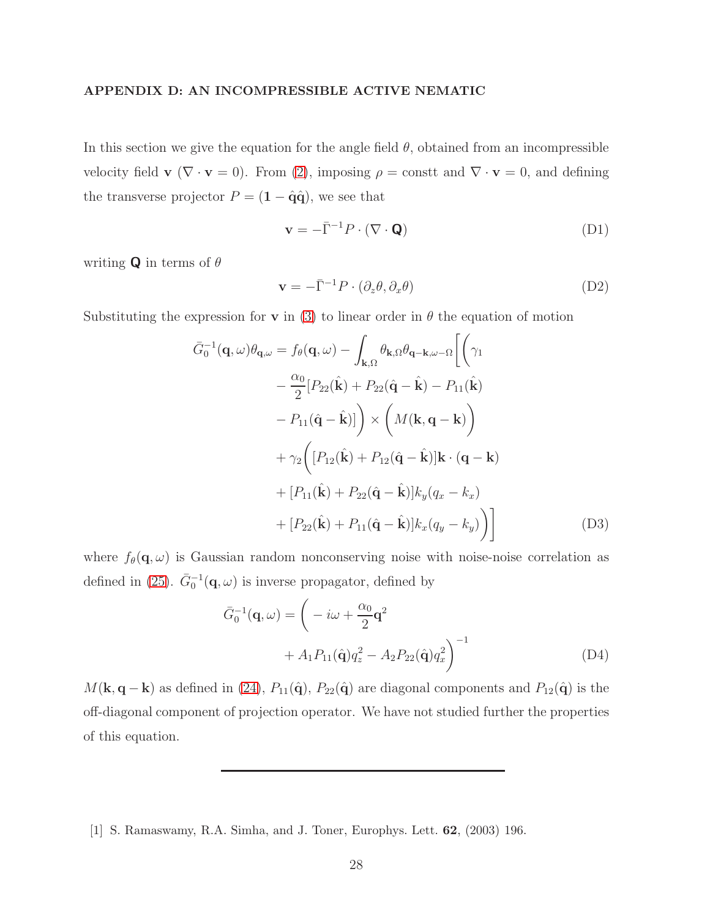### APPENDIX D: AN INCOMPRESSIBLE ACTIVE NEMATIC

In this section we give the equation for the angle field $\theta$, obtained from an incompressible velocity field $\mathbf{v}$ ($\nabla \cdot \mathbf{v} = 0$). From (2), imposing $\rho =$ constt and $\nabla \cdot \mathbf{v} = 0$, and defining the transverse projector $P = (\mathbf{1} - \hat{\mathbf{q}}\hat{\mathbf{q}})$, we see that

$$\mathbf{v} = -\bar{\Gamma}^{-1} P \cdot (\nabla \cdot \mathbf{Q}) \tag{D1}$$

writing $\mathbf{Q}$ in terms of $\theta$

$$\mathbf{v} = -\bar{\Gamma}^{-1} P \cdot (\partial_z \theta, \partial_x \theta) \tag{D2}$$

Substituting the expression for $\mathbf{v}$ in (3) to linear order in $\theta$ the equation of motion

$$\begin{aligned}
\bar{G}_0^{-1}(\mathbf{q}, \omega)\theta_{\mathbf{q},\omega} = f_\theta(\mathbf{q}, \omega) - \int_{\mathbf{k},\Omega} \theta_{\mathbf{k},\Omega}\theta_{\mathbf{q}-\mathbf{k},\omega-\Omega}\Bigg[\Bigg(\gamma_1 \\
- \frac{\alpha_0}{2}[P_{22}(\hat{\mathbf{k}}) + P_{22}(\hat{\mathbf{q}} - \hat{\mathbf{k}}) - P_{11}(\hat{\mathbf{k}}) \\
- P_{11}(\hat{\mathbf{q}} - \hat{\mathbf{k}})]\Bigg) \times \Bigg(M(\mathbf{k}, \mathbf{q} - \mathbf{k})\Bigg) \\
+ \gamma_2\Bigg([P_{12}(\hat{\mathbf{k}}) + P_{12}(\hat{\mathbf{q}} - \hat{\mathbf{k}})]\mathbf{k} \cdot (\mathbf{q} - \mathbf{k}) \\
+ [P_{11}(\hat{\mathbf{k}}) + P_{22}(\hat{\mathbf{q}} - \hat{\mathbf{k}})]k_y(q_x - k_x) \\
+ [P_{22}(\hat{\mathbf{k}}) + P_{11}(\hat{\mathbf{q}} - \hat{\mathbf{k}})]k_x(q_y - k_y)\Bigg)\Bigg]
\end{aligned} \tag{D3}$$

where $f_\theta(\mathbf{q}, \omega)$ is Gaussian random nonconserving noise with noise-noise correlation as defined in (25). $\bar{G}_0^{-1}(\mathbf{q}, \omega)$ is inverse propagator, defined by

$$\begin{aligned}
\bar{G}_0^{-1}(\mathbf{q}, \omega) = \Bigg( - i\omega + \frac{\alpha_0}{2}\mathbf{q}^2 \\
+ A_1 P_{11}(\hat{\mathbf{q}})q_z^2 - A_2 P_{22}(\hat{\mathbf{q}})q_x^2\Bigg)^{-1}
\end{aligned} \tag{D4}$$

$M(\mathbf{k}, \mathbf{q} - \mathbf{k})$ as defined in (24), $P_{11}(\hat{\mathbf{q}})$, $P_{22}(\hat{\mathbf{q}})$ are diagonal components and $P_{12}(\hat{\mathbf{q}})$ is the off-diagonal component of projection operator. We have not studied further the properties of this equation.

---

[1] S. Ramaswamy, R.A. Simha, and J. Toner, Europhys. Lett. **62**, (2003) 196.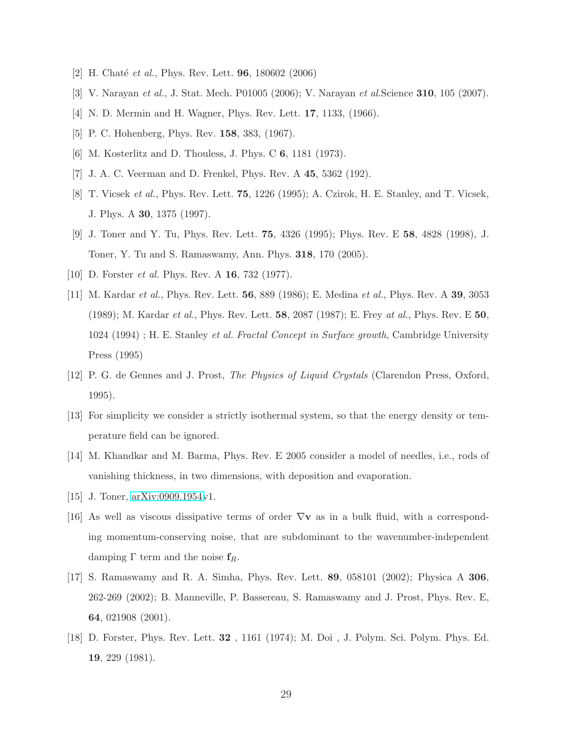[2] H. Chaté *et al.*, Phys. Rev. Lett. **96**, 180602 (2006)

[3] V. Narayan *et al.*, J. Stat. Mech. P01005 (2006); V. Narayan *et al.*Science **310**, 105 (2007).

[4] N. D. Mermin and H. Wagner, Phys. Rev. Lett. **17**, 1133, (1966).

[5] P. C. Hohenberg, Phys. Rev. **158**, 383, (1967).

[6] M. Kosterlitz and D. Thouless, J. Phys. C **6**, 1181 (1973).

[7] J. A. C. Veerman and D. Frenkel, Phys. Rev. A **45**, 5362 (192).

[8] T. Vicsek *et al.*, Phys. Rev. Lett. **75**, 1226 (1995); A. Czirok, H. E. Stanley, and T. Vicsek, J. Phys. A **30**, 1375 (1997).

[9] J. Toner and Y. Tu, Phys. Rev. Lett. **75**, 4326 (1995); Phys. Rev. E **58**, 4828 (1998), J. Toner, Y. Tu and S. Ramaswamy, Ann. Phys. **318**, 170 (2005).

[10] D. Forster *et al.* Phys. Rev. A **16**, 732 (1977).

[11] M. Kardar *et al.*, Phys. Rev. Lett. **56**, 889 (1986); E. Medina *et al.*, Phys. Rev. A **39**, 3053 (1989); M. Kardar *et al.*, Phys. Rev. Lett. **58**, 2087 (1987); E. Frey *at al.*, Phys. Rev. E **50**, 1024 (1994) ; H. E. Stanley *et al. Fractal Concept in Surface growth*, Cambridge University Press (1995)

[12] P. G. de Gennes and J. Prost, *The Physics of Liquid Crystals* (Clarendon Press, Oxford, 1995).

[13] For simplicity we consider a strictly isothermal system, so that the energy density or temperature field can be ignored.

[14] M. Khandkar and M. Barma, Phys. Rev. E 2005 consider a model of needles, i.e., rods of vanishing thickness, in two dimensions, with deposition and evaporation.

[15] J. Toner, arXiv:0909.1954v1.

[16] As well as viscous dissipative terms of order $\nabla \mathbf{v}$ as in a bulk fluid, with a corresponding momentum-conserving noise, that are subdominant to the wavenumber-independent damping $\Gamma$ term and the noise $\mathbf{f}_R$.

[17] S. Ramaswamy and R. A. Simha, Phys. Rev. Lett. **89**, 058101 (2002); Physica A **306**, 262-269 (2002); B. Manneville, P. Bassereau, S. Ramaswamy and J. Prost, Phys. Rev. E, **64**, 021908 (2001).

[18] D. Forster, Phys. Rev. Lett. **32** , 1161 (1974); M. Doi , J. Polym. Sci. Polym. Phys. Ed. **19**, 229 (1981).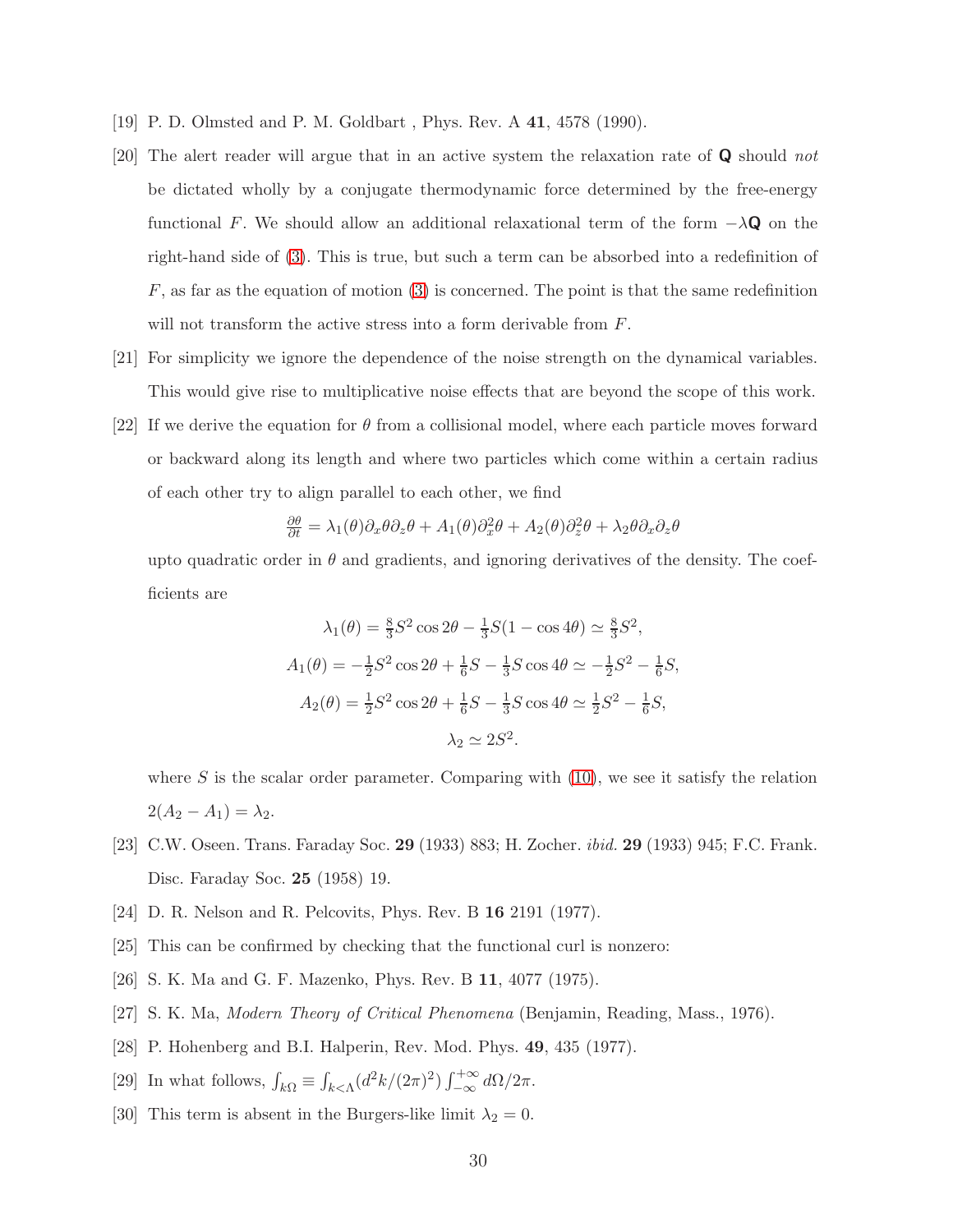[19] P. D. Olmsted and P. M. Goldbart , Phys. Rev. A **41**, 4578 (1990).

[20] The alert reader will argue that in an active system the relaxation rate of $\mathbf{Q}$ should *not* be dictated wholly by a conjugate thermodynamic force determined by the free-energy functional $F$. We should allow an additional relaxational term of the form $-\lambda\mathbf{Q}$ on the right-hand side of (3). This is true, but such a term can be absorbed into a redefinition of $F$, as far as the equation of motion (3) is concerned. The point is that the same redefinition will not transform the active stress into a form derivable from $F$.

[21] For simplicity we ignore the dependence of the noise strength on the dynamical variables. This would give rise to multiplicative noise effects that are beyond the scope of this work.

[22] If we derive the equation for $\theta$ from a collisional model, where each particle moves forward or backward along its length and where two particles which come within a certain radius of each other try to align parallel to each other, we find

$$\frac{\partial\theta}{\partial t} = \lambda_1(\theta)\partial_x\theta\partial_z\theta + A_1(\theta)\partial_x^2\theta + A_2(\theta)\partial_z^2\theta + \lambda_2\theta\partial_x\partial_z\theta$$

upto quadratic order in $\theta$ and gradients, and ignoring derivatives of the density. The coefficients are

$$\lambda_1(\theta) = \tfrac{8}{3}S^2\cos 2\theta - \tfrac{1}{3}S(1-\cos 4\theta) \simeq \tfrac{8}{3}S^2,$$

$$A_1(\theta) = -\tfrac{1}{2}S^2\cos 2\theta + \tfrac{1}{6}S - \tfrac{1}{3}S\cos 4\theta \simeq -\tfrac{1}{2}S^2 - \tfrac{1}{6}S,$$

$$A_2(\theta) = \tfrac{1}{2}S^2\cos 2\theta + \tfrac{1}{6}S - \tfrac{1}{3}S\cos 4\theta \simeq \tfrac{1}{2}S^2 - \tfrac{1}{6}S,$$

$$\lambda_2 \simeq 2S^2.$$

where $S$ is the scalar order parameter. Comparing with (10), we see it satisfy the relation $2(A_2 - A_1) = \lambda_2$.

[23] C.W. Oseen. Trans. Faraday Soc. **29** (1933) 883; H. Zocher. *ibid.* **29** (1933) 945; F.C. Frank. Disc. Faraday Soc. **25** (1958) 19.

[24] D. R. Nelson and R. Pelcovits, Phys. Rev. B **16** 2191 (1977).

[25] This can be confirmed by checking that the functional curl is nonzero:

[26] S. K. Ma and G. F. Mazenko, Phys. Rev. B **11**, 4077 (1975).

[27] S. K. Ma, *Modern Theory of Critical Phenomena* (Benjamin, Reading, Mass., 1976).

[28] P. Hohenberg and B.I. Halperin, Rev. Mod. Phys. **49**, 435 (1977).

[29] In what follows, $\int_{k\Omega} \equiv \int_{k<\Lambda}(d^2k/(2\pi)^2)\int_{-\infty}^{+\infty} d\Omega/2\pi$.

[30] This term is absent in the Burgers-like limit $\lambda_2 = 0$.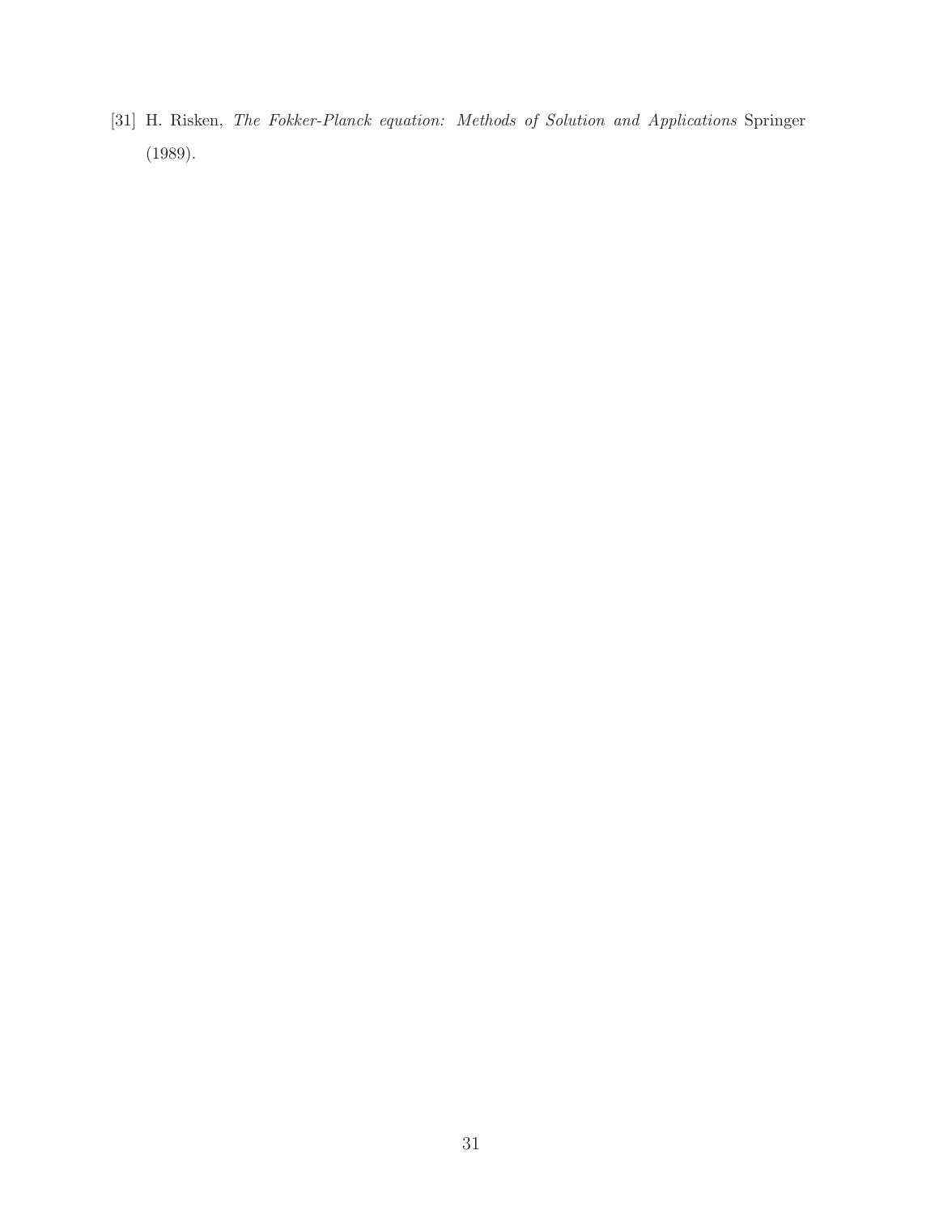[31] H. Risken, *The Fokker-Planck equation: Methods of Solution and Applications* Springer (1989).